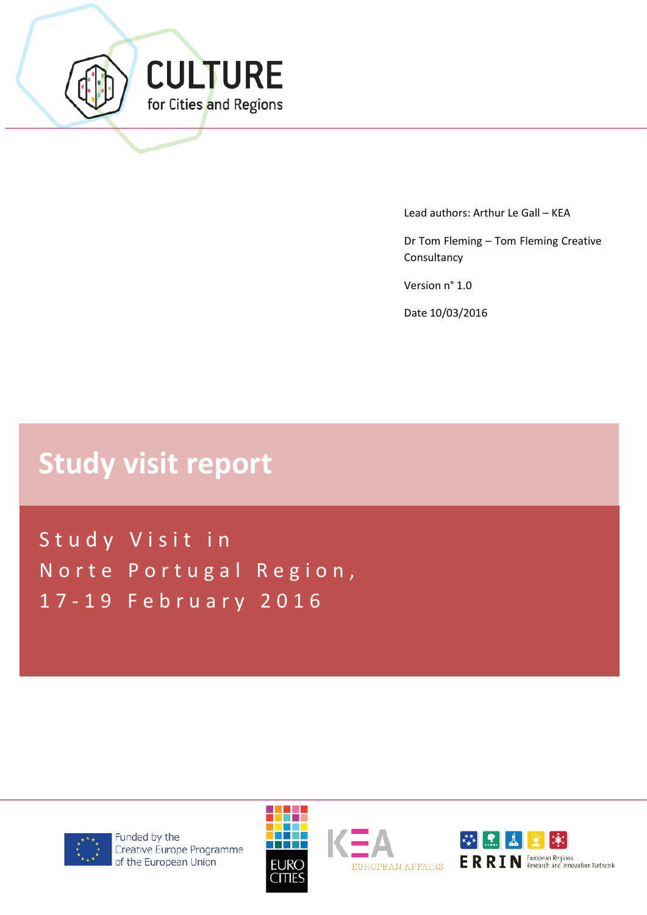CULTURE
for Cities and Regions

Lead authors: Arthur Le Gall – KEA

Dr Tom Fleming – Tom Fleming Creative Consultancy

Version n° 1.0

Date 10/03/2016

# Study visit report

## Study Visit in Norte Portugal Region, 17-19 February 2016

Funded by the Creative Europe Programme of the European Union

EUROCITIES

KEA EUROPEAN AFFAIRS

ERRIN European Regions Research and Innovation Network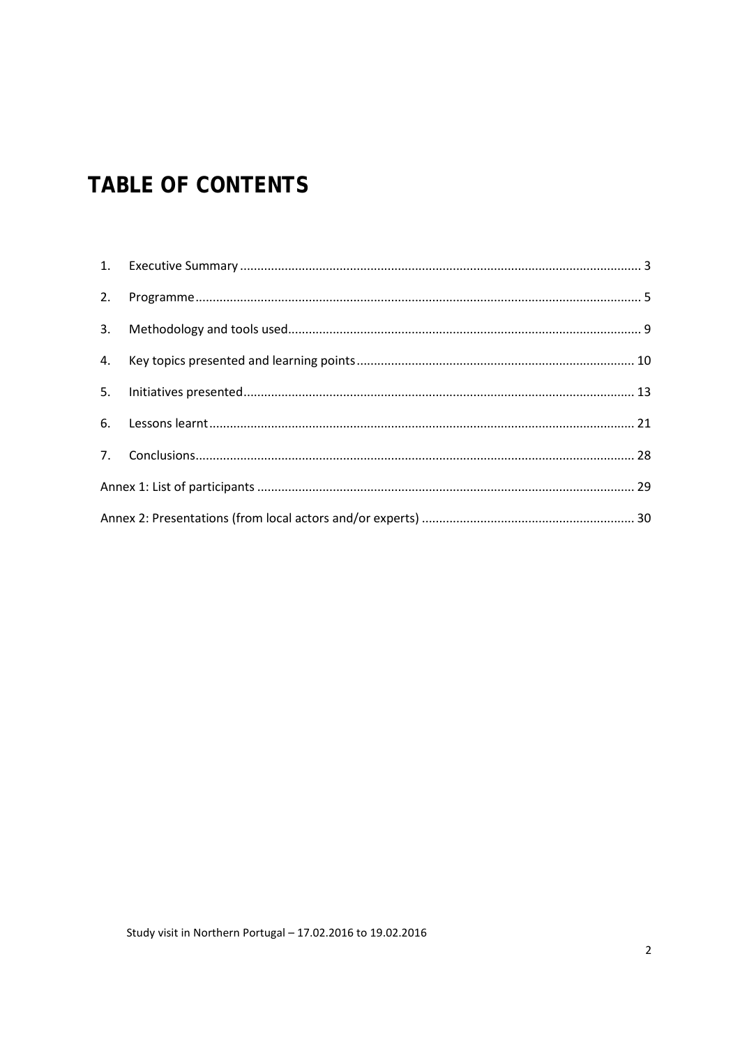# TABLE OF CONTENTS

1. Executive Summary ........................................................ 3
2. Programme ........................................................ 5
3. Methodology and tools used ........................................................ 9
4. Key topics presented and learning points ........................................................ 10
5. Initiatives presented ........................................................ 13
6. Lessons learnt ........................................................ 21
7. Conclusions ........................................................ 28

Annex 1: List of participants ........................................................ 29

Annex 2: Presentations (from local actors and/or experts) ........................................................ 30

Study visit in Northern Portugal – 17.02.2016 to 19.02.2016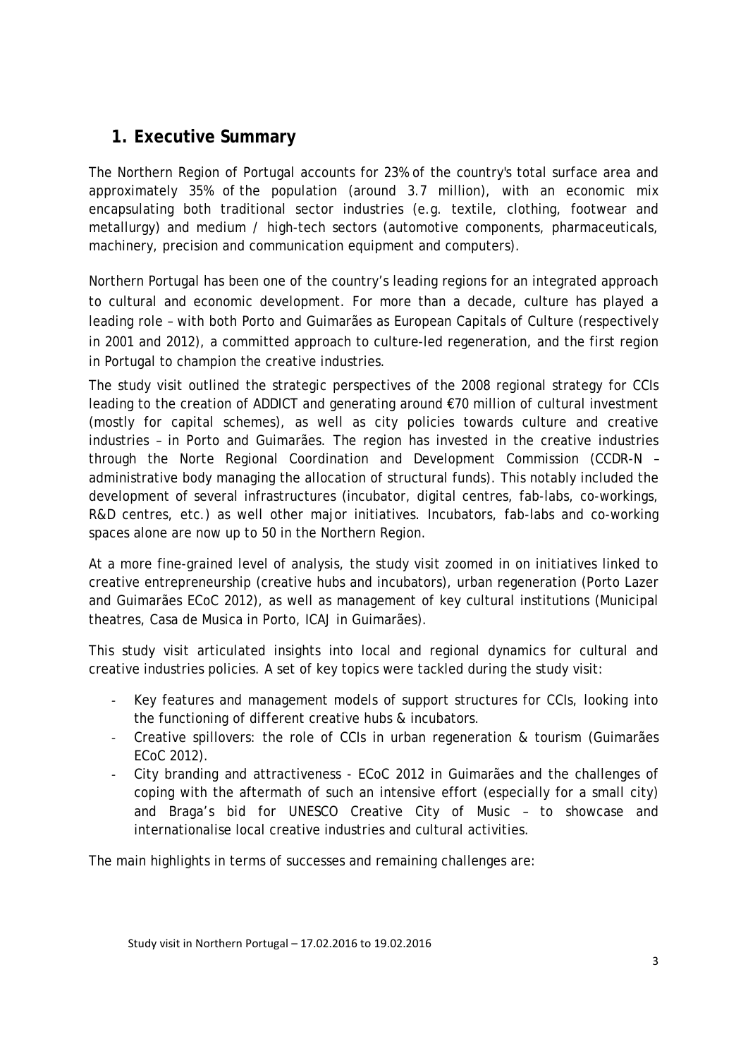# 1. Executive Summary

The Northern Region of Portugal accounts for 23% of the country's total surface area and approximately 35% of the population (around 3.7 million), with an economic mix encapsulating both traditional sector industries (e.g. textile, clothing, footwear and metallurgy) and medium / high-tech sectors (automotive components, pharmaceuticals, machinery, precision and communication equipment and computers).

Northern Portugal has been one of the country's leading regions for an integrated approach to cultural and economic development. For more than a decade, culture has played a leading role – with both Porto and Guimarães as European Capitals of Culture (respectively in 2001 and 2012), a committed approach to culture-led regeneration, and the first region in Portugal to champion the creative industries.

The study visit outlined the strategic perspectives of the 2008 regional strategy for CCIs leading to the creation of ADDICT and generating around €70 million of cultural investment (mostly for capital schemes), as well as city policies towards culture and creative industries – in Porto and Guimarães. The region has invested in the creative industries through the Norte Regional Coordination and Development Commission (CCDR-N – administrative body managing the allocation of structural funds). This notably included the development of several infrastructures (incubator, digital centres, fab-labs, co-workings, R&D centres, etc.) as well other major initiatives. Incubators, fab-labs and co-working spaces alone are now up to 50 in the Northern Region.

At a more fine-grained level of analysis, the study visit zoomed in on initiatives linked to creative entrepreneurship (creative hubs and incubators), urban regeneration (Porto Lazer and Guimarães ECoC 2012), as well as management of key cultural institutions (Municipal theatres, Casa de Musica in Porto, ICAJ in Guimarães).

This study visit articulated insights into local and regional dynamics for cultural and creative industries policies. A set of key topics were tackled during the study visit:

- Key features and management models of support structures for CCIs, looking into the functioning of different creative hubs & incubators.
- Creative spillovers: the role of CCIs in urban regeneration & tourism (Guimarães ECoC 2012).
- City branding and attractiveness - ECoC 2012 in Guimarães and the challenges of coping with the aftermath of such an intensive effort (especially for a small city) and Braga's bid for UNESCO Creative City of Music – to showcase and internationalise local creative industries and cultural activities.

The main highlights in terms of successes and remaining challenges are: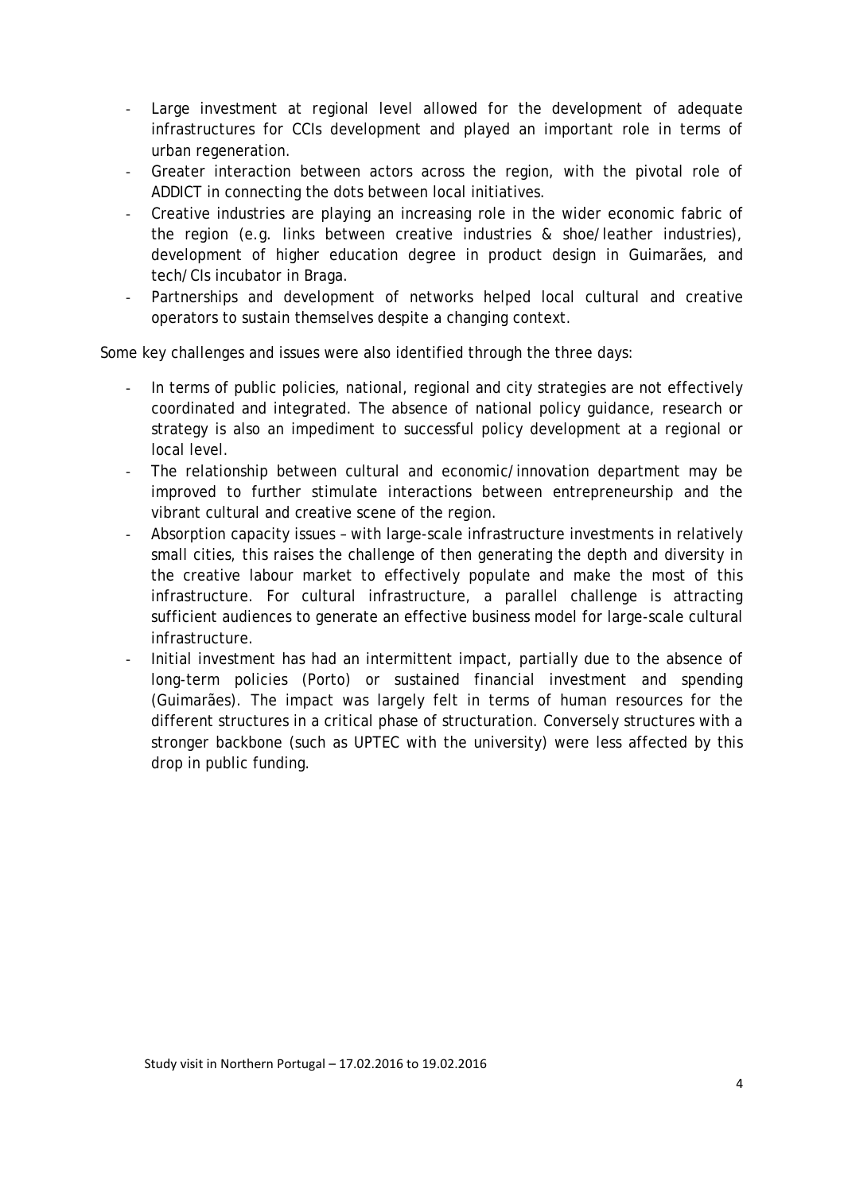- Large investment at regional level allowed for the development of adequate infrastructures for CCIs development and played an important role in terms of urban regeneration.
- Greater interaction between actors across the region, with the pivotal role of ADDICT in connecting the dots between local initiatives.
- Creative industries are playing an increasing role in the wider economic fabric of the region (e.g. links between creative industries & shoe/leather industries), development of higher education degree in product design in Guimarães, and tech/CIs incubator in Braga.
- Partnerships and development of networks helped local cultural and creative operators to sustain themselves despite a changing context.

Some key challenges and issues were also identified through the three days:

- In terms of public policies, national, regional and city strategies are not effectively coordinated and integrated. The absence of national policy guidance, research or strategy is also an impediment to successful policy development at a regional or local level.
- The relationship between cultural and economic/innovation department may be improved to further stimulate interactions between entrepreneurship and the vibrant cultural and creative scene of the region.
- Absorption capacity issues – with large-scale infrastructure investments in relatively small cities, this raises the challenge of then generating the depth and diversity in the creative labour market to effectively populate and make the most of this infrastructure. For cultural infrastructure, a parallel challenge is attracting sufficient audiences to generate an effective business model for large-scale cultural infrastructure.
- Initial investment has had an intermittent impact, partially due to the absence of long-term policies (Porto) or sustained financial investment and spending (Guimarães). The impact was largely felt in terms of human resources for the different structures in a critical phase of structuration. Conversely structures with a stronger backbone (such as UPTEC with the university) were less affected by this drop in public funding.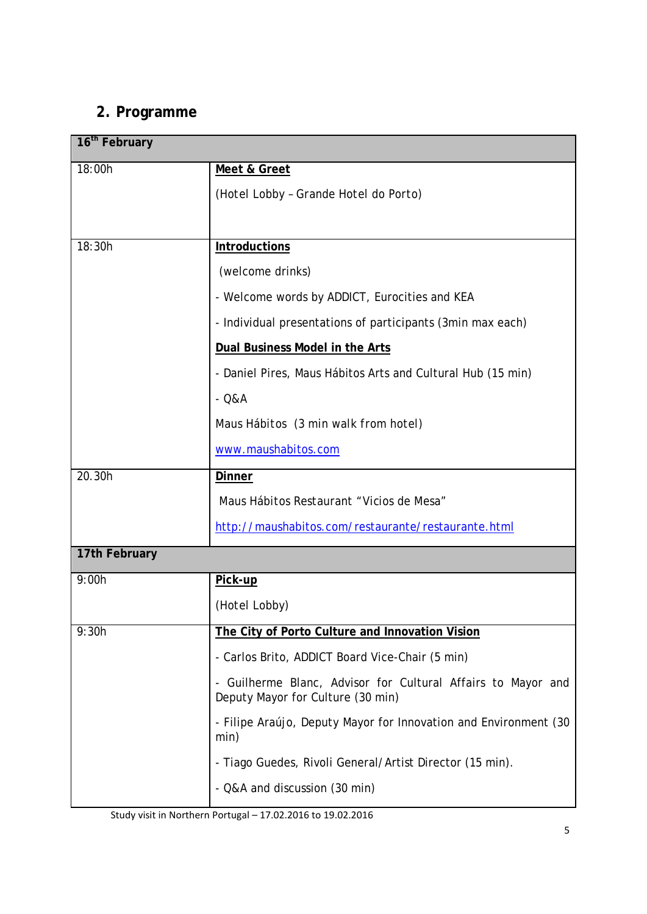## 2. Programme

| 16th February | |
|---|---|
| 18:00h | **Meet & Greet**<br><br>(Hotel Lobby – Grande Hotel do Porto) |
| 18:30h | **Introductions**<br><br>(welcome drinks)<br><br>- Welcome words by ADDICT, Eurocities and KEA<br><br>- Individual presentations of participants (3min max each)<br><br>**Dual Business Model in the Arts**<br><br>- Daniel Pires, Maus Hábitos Arts and Cultural Hub (15 min)<br><br>- Q&A<br><br>Maus Hábitos (3 min walk from hotel)<br><br>www.maushabitos.com |
| 20.30h | **Dinner**<br><br>Maus Hábitos Restaurant "Vicios de Mesa"<br><br>http://maushabitos.com/restaurante/restaurante.html |
| **17th February** | |
| 9:00h | **Pick-up**<br><br>(Hotel Lobby) |
| 9:30h | **The City of Porto Culture and Innovation Vision**<br><br>- Carlos Brito, ADDICT Board Vice-Chair (5 min)<br><br>- Guilherme Blanc, Advisor for Cultural Affairs to Mayor and Deputy Mayor for Culture (30 min)<br><br>- Filipe Araújo, Deputy Mayor for Innovation and Environment (30 min)<br><br>- Tiago Guedes, Rivoli General/Artist Director (15 min).<br><br>- Q&A and discussion (30 min) |

Study visit in Northern Portugal – 17.02.2016 to 19.02.2016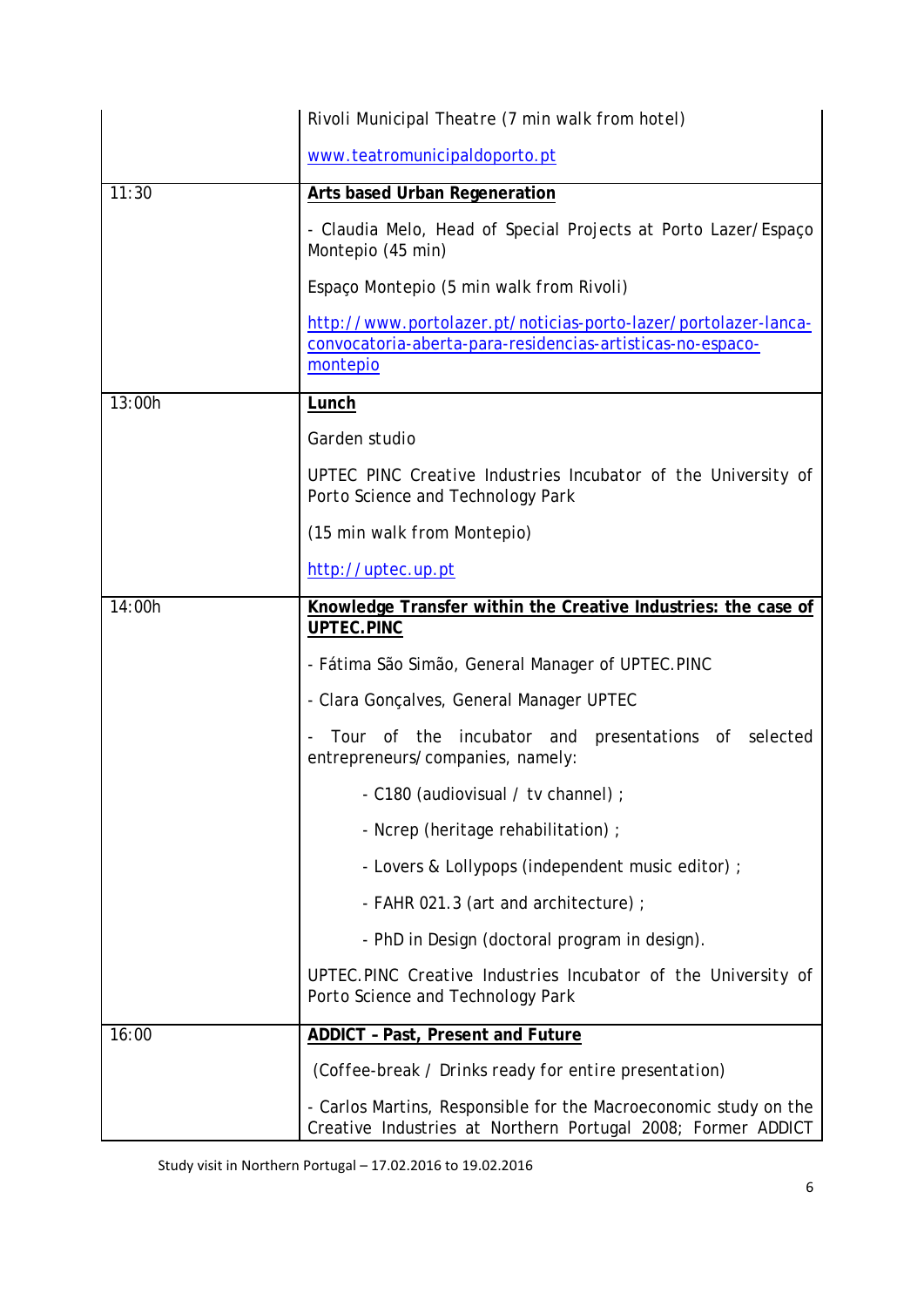| | |
|---|---|
| | Rivoli Municipal Theatre (7 min walk from hotel)<br><br>www.teatromunicipaldoporto.pt |
| 11:30 | **Arts based Urban Regeneration**<br><br>- Claudia Melo, Head of Special Projects at Porto Lazer/Espaço Montepio (45 min)<br><br>Espaço Montepio (5 min walk from Rivoli)<br><br>http://www.portolazer.pt/noticias-porto-lazer/portolazer-lanca-convocatoria-aberta-para-residencias-artisticas-no-espaco-montepio |
| 13:00h | **Lunch**<br><br>Garden studio<br><br>UPTEC PINC Creative Industries Incubator of the University of Porto Science and Technology Park<br><br>(15 min walk from Montepio)<br><br>http://uptec.up.pt |
| 14:00h | **Knowledge Transfer within the Creative Industries: the case of UPTEC.PINC**<br><br>- Fátima São Simão, General Manager of UPTEC.PINC<br><br>- Clara Gonçalves, General Manager UPTEC<br><br>- Tour of the incubator and presentations of selected entrepreneurs/companies, namely:<br><br>- C180 (audiovisual / tv channel) ;<br><br>- Ncrep (heritage rehabilitation) ;<br><br>- Lovers & Lollypops (independent music editor) ;<br><br>- FAHR 021.3 (art and architecture) ;<br><br>- PhD in Design (doctoral program in design).<br><br>UPTEC.PINC Creative Industries Incubator of the University of Porto Science and Technology Park |
| 16:00 | **ADDICT - Past, Present and Future**<br><br>(Coffee-break / Drinks ready for entire presentation)<br><br>- Carlos Martins, Responsible for the Macroeconomic study on the Creative Industries at Northern Portugal 2008; Former ADDICT |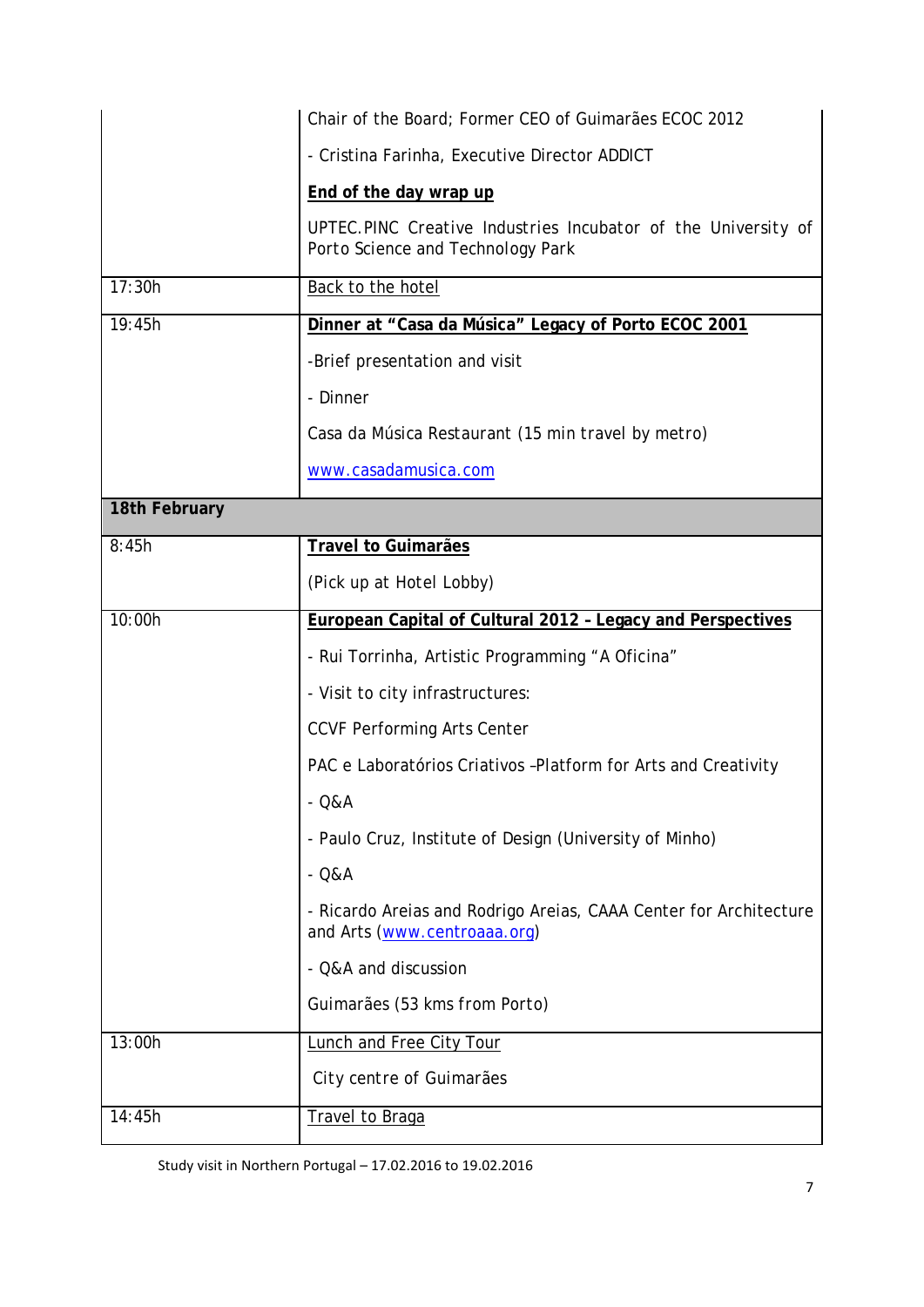| | |
|---|---|
| | Chair of the Board; Former CEO of Guimarães ECOC 2012<br><br>- Cristina Farinha, Executive Director ADDICT<br><br>**End of the day wrap up**<br><br>UPTEC.PINC Creative Industries Incubator of the University of Porto Science and Technology Park |
| 17:30h | Back to the hotel |
| 19:45h | **Dinner at "Casa da Música" Legacy of Porto ECOC 2001**<br><br>-Brief presentation and visit<br><br>- Dinner<br><br>Casa da Música Restaurant (15 min travel by metro)<br><br>www.casadamusica.com |
| **18th February** | |
| 8:45h | **Travel to Guimarães**<br><br>(Pick up at Hotel Lobby) |
| 10:00h | **European Capital of Cultural 2012 - Legacy and Perspectives**<br><br>- Rui Torrinha, Artistic Programming "A Oficina"<br><br>- Visit to city infrastructures:<br><br>CCVF Performing Arts Center<br><br>PAC e Laboratórios Criativos –Platform for Arts and Creativity<br><br>- Q&A<br><br>- Paulo Cruz, Institute of Design (University of Minho)<br><br>- Q&A<br><br>- Ricardo Areias and Rodrigo Areias, CAAA Center for Architecture and Arts (www.centroaaa.org)<br><br>- Q&A and discussion<br><br>Guimarães (53 kms from Porto) |
| 13:00h | Lunch and Free City Tour<br><br>City centre of Guimarães |
| 14:45h | Travel to Braga |

Study visit in Northern Portugal – 17.02.2016 to 19.02.2016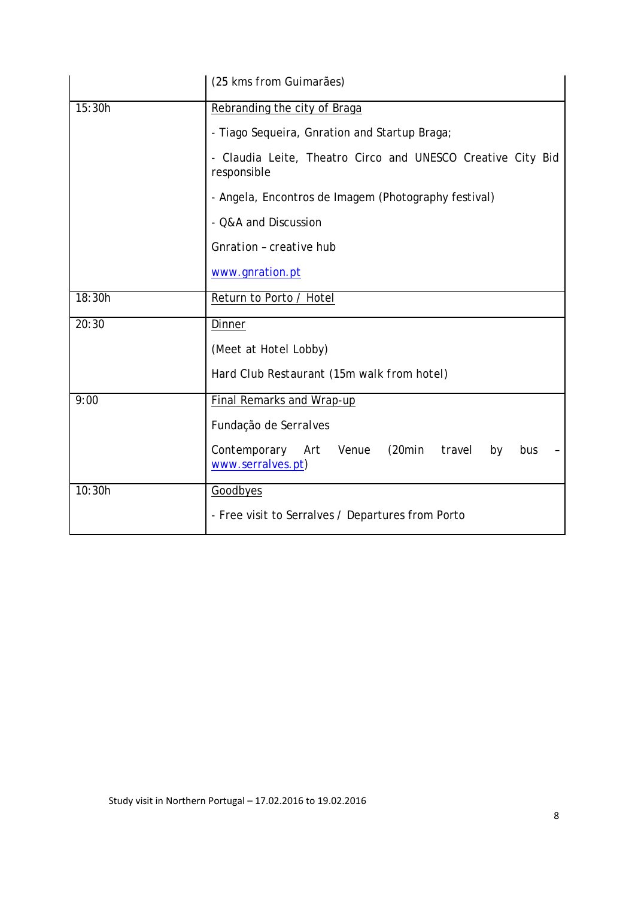| | |
|---|---|
| | (25 kms from Guimarães) |
| 15:30h | Rebranding the city of Braga<br><br>- Tiago Sequeira, Gnration and Startup Braga;<br><br>- Claudia Leite, Theatro Circo and UNESCO Creative City Bid responsible<br><br>- Angela, Encontros de Imagem (Photography festival)<br><br>- Q&A and Discussion<br><br>Gnration – creative hub<br><br>www.gnration.pt |
| 18:30h | Return to Porto / Hotel |
| 20:30 | Dinner<br><br>(Meet at Hotel Lobby)<br><br>Hard Club Restaurant (15m walk from hotel) |
| 9:00 | Final Remarks and Wrap-up<br><br>Fundação de Serralves<br><br>Contemporary Art Venue (20min travel by bus – www.serralves.pt) |
| 10:30h | Goodbyes<br><br>- Free visit to Serralves / Departures from Porto |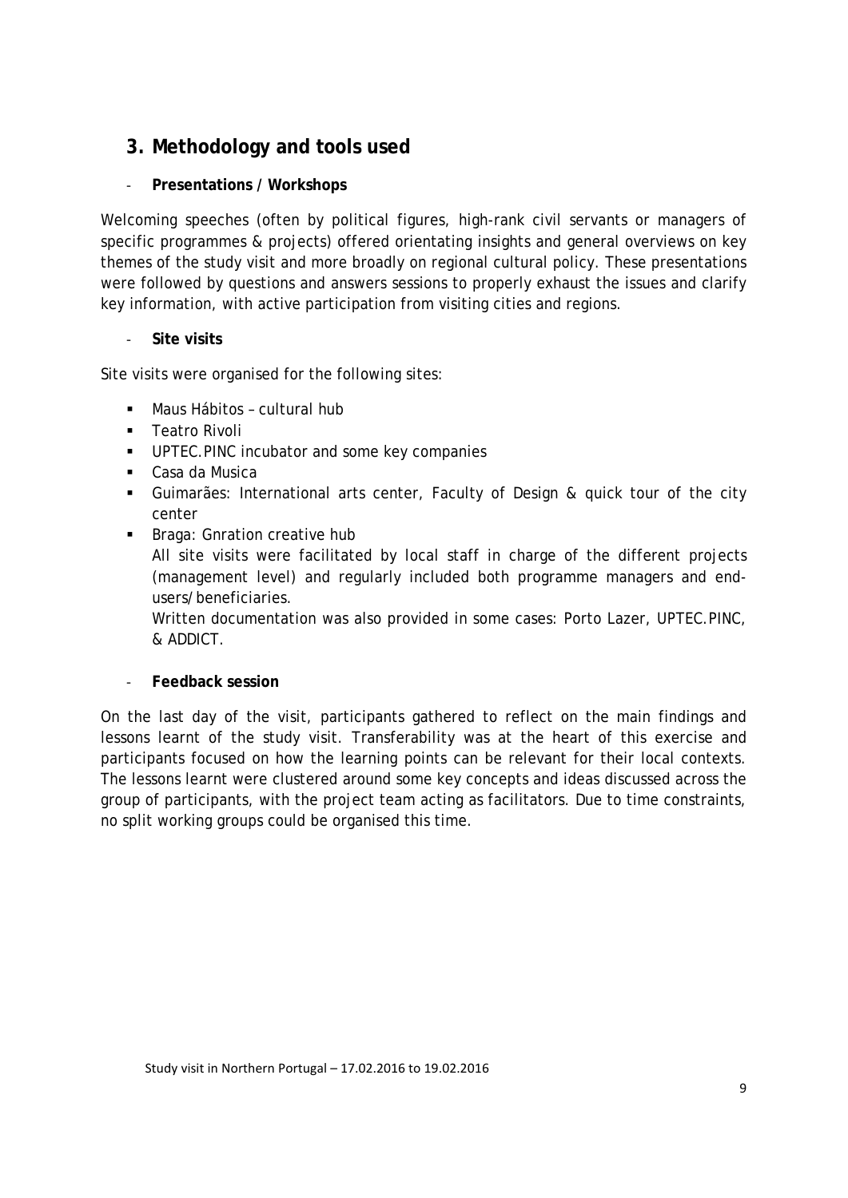## 3. Methodology and tools used

- **Presentations / Workshops**

Welcoming speeches (often by political figures, high-rank civil servants or managers of specific programmes & projects) offered orientating insights and general overviews on key themes of the study visit and more broadly on regional cultural policy. These presentations were followed by questions and answers sessions to properly exhaust the issues and clarify key information, with active participation from visiting cities and regions.

- **Site visits**

Site visits were organised for the following sites:

- Maus Hábitos – cultural hub
- Teatro Rivoli
- UPTEC.PINC incubator and some key companies
- Casa da Musica
- Guimarães: International arts center, Faculty of Design & quick tour of the city center
- Braga: Gnration creative hub

  All site visits were facilitated by local staff in charge of the different projects (management level) and regularly included both programme managers and end-users/beneficiaries.

  Written documentation was also provided in some cases: Porto Lazer, UPTEC.PINC, & ADDICT.

- **Feedback session**

On the last day of the visit, participants gathered to reflect on the main findings and lessons learnt of the study visit. Transferability was at the heart of this exercise and participants focused on how the learning points can be relevant for their local contexts. The lessons learnt were clustered around some key concepts and ideas discussed across the group of participants, with the project team acting as facilitators. Due to time constraints, no split working groups could be organised this time.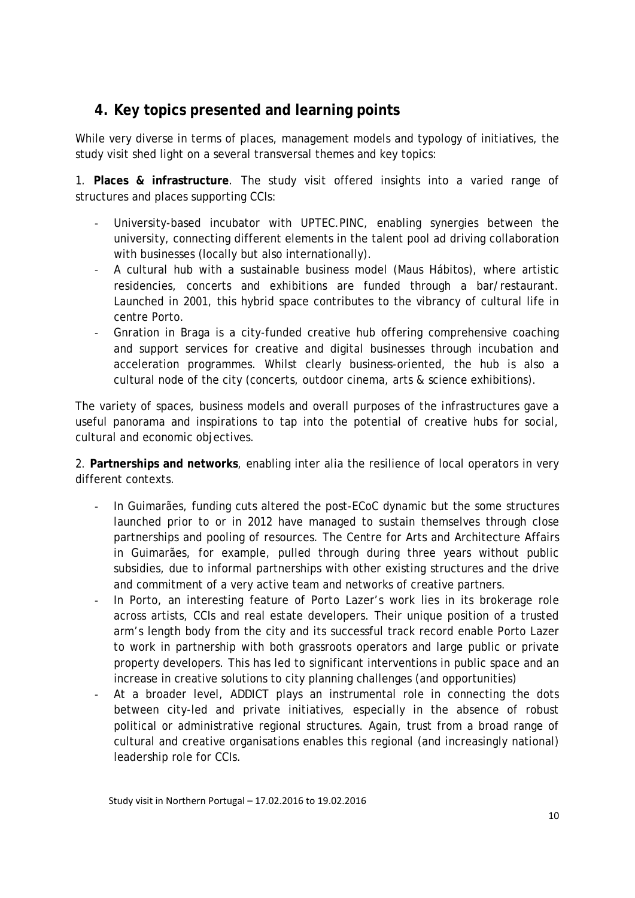## 4. Key topics presented and learning points

While very diverse in terms of places, management models and typology of initiatives, the study visit shed light on a several transversal themes and key topics:

1. **Places & infrastructure**. The study visit offered insights into a varied range of structures and places supporting CCIs:

- University-based incubator with UPTEC.PINC, enabling synergies between the university, connecting different elements in the talent pool ad driving collaboration with businesses (locally but also internationally).
- A cultural hub with a sustainable business model (Maus Hábitos), where artistic residencies, concerts and exhibitions are funded through a bar/restaurant. Launched in 2001, this hybrid space contributes to the vibrancy of cultural life in centre Porto.
- Gnration in Braga is a city-funded creative hub offering comprehensive coaching and support services for creative and digital businesses through incubation and acceleration programmes. Whilst clearly business-oriented, the hub is also a cultural node of the city (concerts, outdoor cinema, arts & science exhibitions).

The variety of spaces, business models and overall purposes of the infrastructures gave a useful panorama and inspirations to tap into the potential of creative hubs for social, cultural and economic objectives.

2. **Partnerships and networks**, enabling inter alia the resilience of local operators in very different contexts.

- In Guimarães, funding cuts altered the post-ECoC dynamic but the some structures launched prior to or in 2012 have managed to sustain themselves through close partnerships and pooling of resources. The Centre for Arts and Architecture Affairs in Guimarães, for example, pulled through during three years without public subsidies, due to informal partnerships with other existing structures and the drive and commitment of a very active team and networks of creative partners.
- In Porto, an interesting feature of Porto Lazer's work lies in its brokerage role across artists, CCIs and real estate developers. Their unique position of a trusted arm's length body from the city and its successful track record enable Porto Lazer to work in partnership with both grassroots operators and large public or private property developers. This has led to significant interventions in public space and an increase in creative solutions to city planning challenges (and opportunities)
- At a broader level, ADDICT plays an instrumental role in connecting the dots between city-led and private initiatives, especially in the absence of robust political or administrative regional structures. Again, trust from a broad range of cultural and creative organisations enables this regional (and increasingly national) leadership role for CCIs.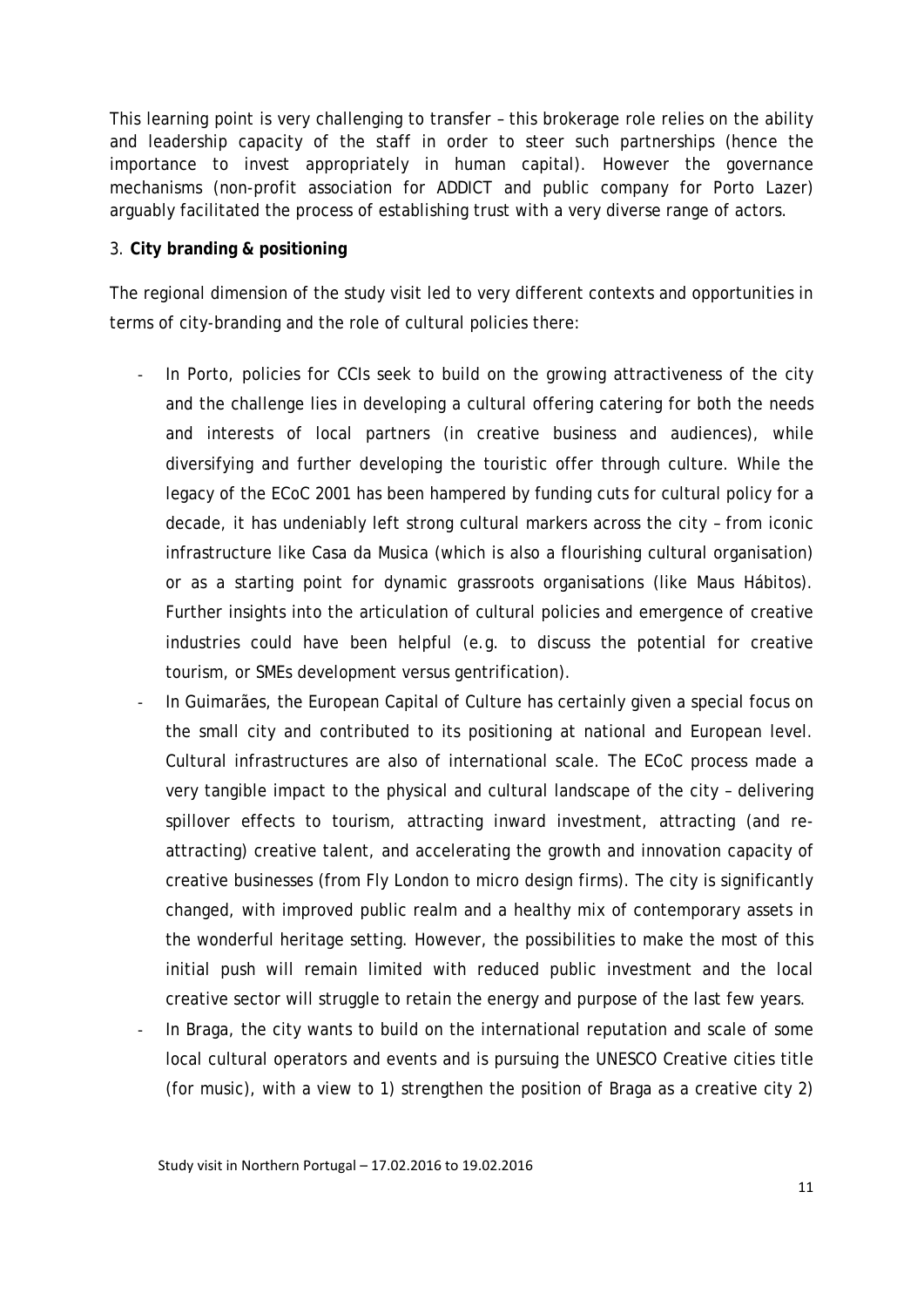This learning point is very challenging to transfer – this brokerage role relies on the ability and leadership capacity of the staff in order to steer such partnerships (hence the importance to invest appropriately in human capital). However the governance mechanisms (non-profit association for ADDICT and public company for Porto Lazer) arguably facilitated the process of establishing trust with a very diverse range of actors.

3. **City branding & positioning**

The regional dimension of the study visit led to very different contexts and opportunities in terms of city-branding and the role of cultural policies there:

- In Porto, policies for CCIs seek to build on the growing attractiveness of the city and the challenge lies in developing a cultural offering catering for both the needs and interests of local partners (in creative business and audiences), while diversifying and further developing the touristic offer through culture. While the legacy of the ECoC 2001 has been hampered by funding cuts for cultural policy for a decade, it has undeniably left strong cultural markers across the city – from iconic infrastructure like Casa da Musica (which is also a flourishing cultural organisation) or as a starting point for dynamic grassroots organisations (like Maus Hábitos). Further insights into the articulation of cultural policies and emergence of creative industries could have been helpful (e.g. to discuss the potential for creative tourism, or SMEs development versus gentrification).
- In Guimarães, the European Capital of Culture has certainly given a special focus on the small city and contributed to its positioning at national and European level. Cultural infrastructures are also of international scale. The ECoC process made a very tangible impact to the physical and cultural landscape of the city – delivering spillover effects to tourism, attracting inward investment, attracting (and re-attracting) creative talent, and accelerating the growth and innovation capacity of creative businesses (from Fly London to micro design firms). The city is significantly changed, with improved public realm and a healthy mix of contemporary assets in the wonderful heritage setting. However, the possibilities to make the most of this initial push will remain limited with reduced public investment and the local creative sector will struggle to retain the energy and purpose of the last few years.
- In Braga, the city wants to build on the international reputation and scale of some local cultural operators and events and is pursuing the UNESCO Creative cities title (for music), with a view to 1) strengthen the position of Braga as a creative city 2)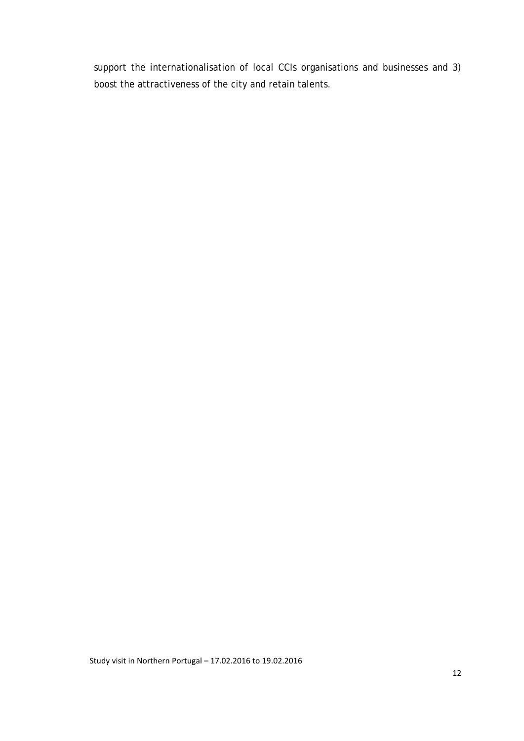support the internationalisation of local CCIs organisations and businesses and 3) boost the attractiveness of the city and retain talents.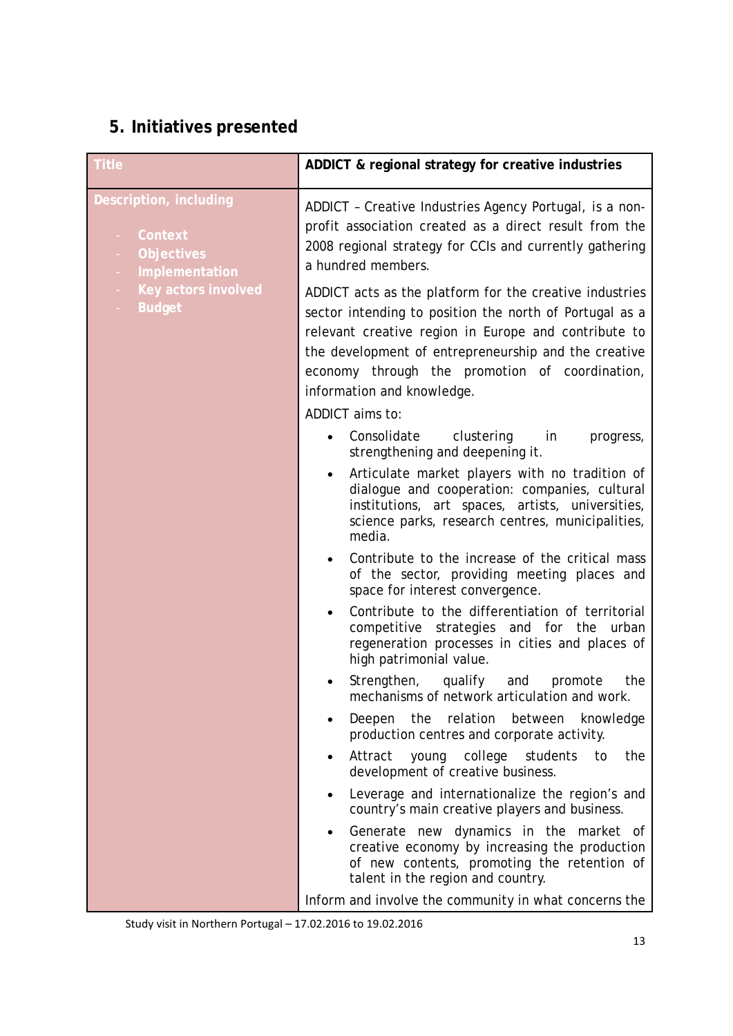## 5. Initiatives presented

| Title | ADDICT & regional strategy for creative industries |
|---|---|
| Description, including<br>- Context<br>- Objectives<br>- Implementation<br>- Key actors involved<br>- Budget | ADDICT – Creative Industries Agency Portugal, is a non-profit association created as a direct result from the 2008 regional strategy for CCIs and currently gathering a hundred members.<br><br>ADDICT acts as the platform for the creative industries sector intending to position the north of Portugal as a relevant creative region in Europe and contribute to the development of entrepreneurship and the creative economy through the promotion of coordination, information and knowledge.<br><br>ADDICT aims to:<br>• Consolidate clustering in progress, strengthening and deepening it.<br>• Articulate market players with no tradition of dialogue and cooperation: companies, cultural institutions, art spaces, artists, universities, science parks, research centres, municipalities, media.<br>• Contribute to the increase of the critical mass of the sector, providing meeting places and space for interest convergence.<br>• Contribute to the differentiation of territorial competitive strategies and for the urban regeneration processes in cities and places of high patrimonial value.<br>• Strengthen, qualify and promote the mechanisms of network articulation and work.<br>• Deepen the relation between knowledge production centres and corporate activity.<br>• Attract young college students to the development of creative business.<br>• Leverage and internationalize the region's and country's main creative players and business.<br>• Generate new dynamics in the market of creative economy by increasing the production of new contents, promoting the retention of talent in the region and country.<br><br>Inform and involve the community in what concerns the |

Study visit in Northern Portugal – 17.02.2016 to 19.02.2016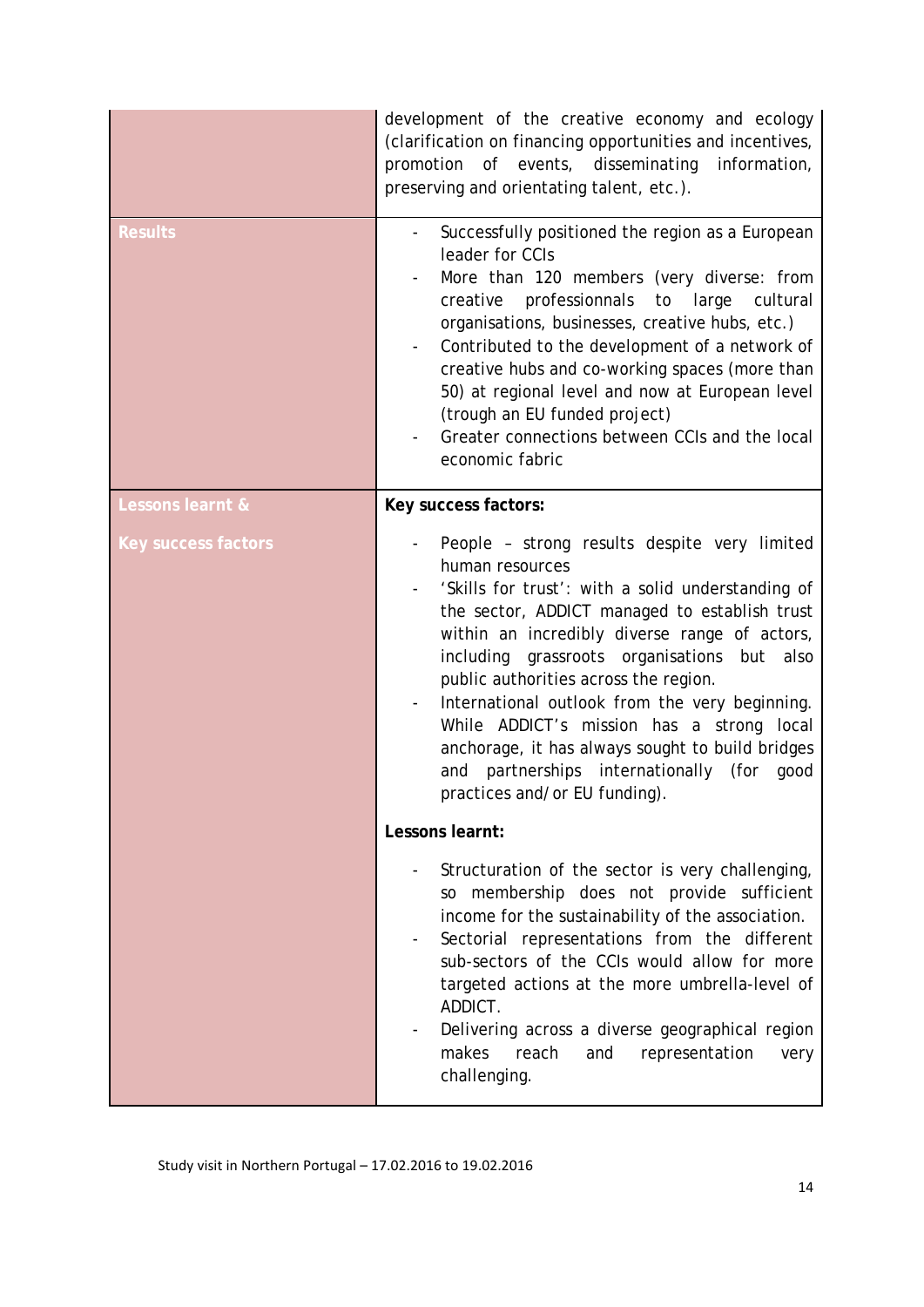| | |
|---|---|
| | development of the creative economy and ecology (clarification on financing opportunities and incentives, promotion of events, disseminating information, preserving and orientating talent, etc.). |
| **Results** | - Successfully positioned the region as a European leader for CCIs<br>- More than 120 members (very diverse: from creative professionnals to large cultural organisations, businesses, creative hubs, etc.)<br>- Contributed to the development of a network of creative hubs and co-working spaces (more than 50) at regional level and now at European level (trough an EU funded project)<br>- Greater connections between CCIs and the local economic fabric |
| **Lessons learnt & Key success factors** | **Key success factors:**<br>- People – strong results despite very limited human resources<br>- 'Skills for trust': with a solid understanding of the sector, ADDICT managed to establish trust within an incredibly diverse range of actors, including grassroots organisations but also public authorities across the region.<br>- International outlook from the very beginning. While ADDICT's mission has a strong local anchorage, it has always sought to build bridges and partnerships internationally (for good practices and/or EU funding).<br><br>**Lessons learnt:**<br>- Structuration of the sector is very challenging, so membership does not provide sufficient income for the sustainability of the association.<br>- Sectorial representations from the different sub-sectors of the CCIs would allow for more targeted actions at the more umbrella-level of ADDICT.<br>- Delivering across a diverse geographical region makes reach and representation very challenging. |

Study visit in Northern Portugal – 17.02.2016 to 19.02.2016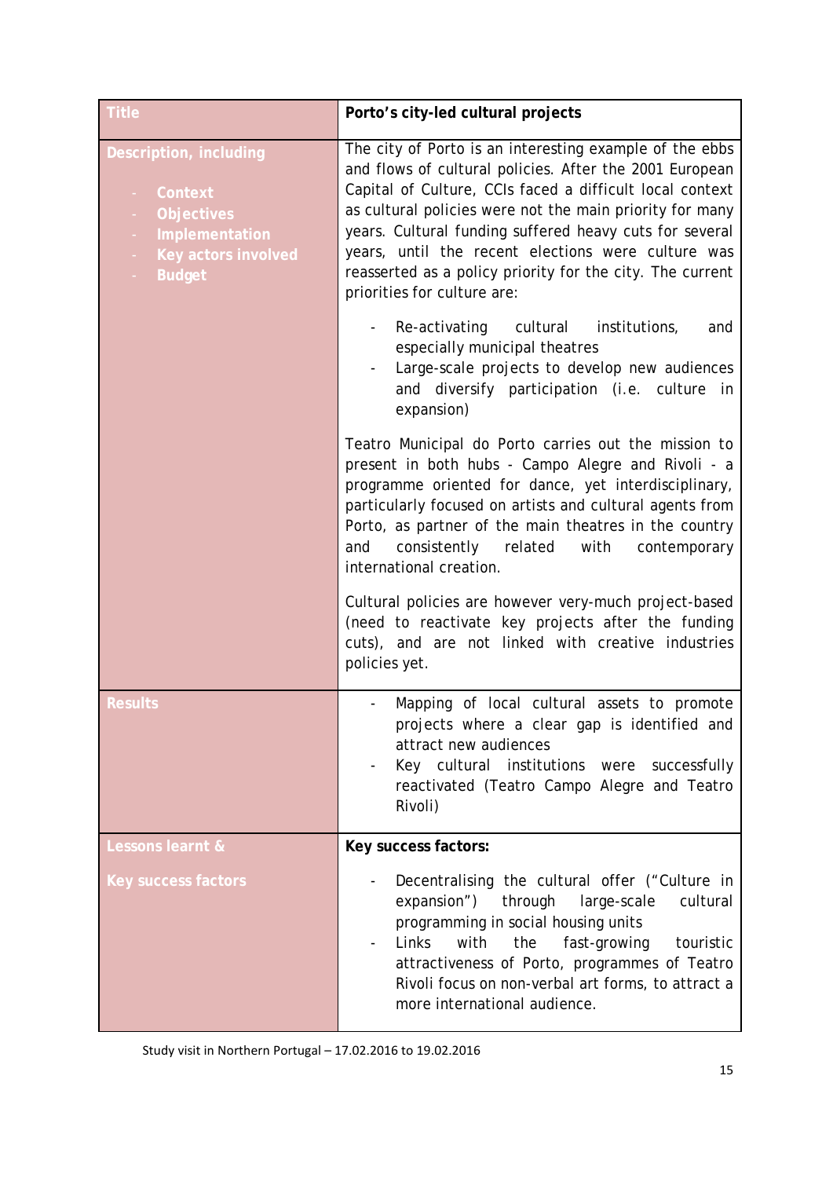| Title | Porto's city-led cultural projects |
|---|---|
| Description, including<br>- Context<br>- Objectives<br>- Implementation<br>- Key actors involved<br>- Budget | The city of Porto is an interesting example of the ebbs and flows of cultural policies. After the 2001 European Capital of Culture, CCIs faced a difficult local context as cultural policies were not the main priority for many years. Cultural funding suffered heavy cuts for several years, until the recent elections were culture was reasserted as a policy priority for the city. The current priorities for culture are:<br>- Re-activating cultural institutions, and especially municipal theatres<br>- Large-scale projects to develop new audiences and diversify participation (i.e. culture in expansion)<br><br>Teatro Municipal do Porto carries out the mission to present in both hubs - Campo Alegre and Rivoli - a programme oriented for dance, yet interdisciplinary, particularly focused on artists and cultural agents from Porto, as partner of the main theatres in the country and consistently related with contemporary international creation.<br><br>Cultural policies are however very-much project-based (need to reactivate key projects after the funding cuts), and are not linked with creative industries policies yet. |
| Results | - Mapping of local cultural assets to promote projects where a clear gap is identified and attract new audiences<br>- Key cultural institutions were successfully reactivated (Teatro Campo Alegre and Teatro Rivoli) |
| Lessons learnt &<br><br>Key success factors | **Key success factors:**<br>- Decentralising the cultural offer ("Culture in expansion") through large-scale cultural programming in social housing units<br>- Links with the fast-growing touristic attractiveness of Porto, programmes of Teatro Rivoli focus on non-verbal art forms, to attract a more international audience. |

Study visit in Northern Portugal – 17.02.2016 to 19.02.2016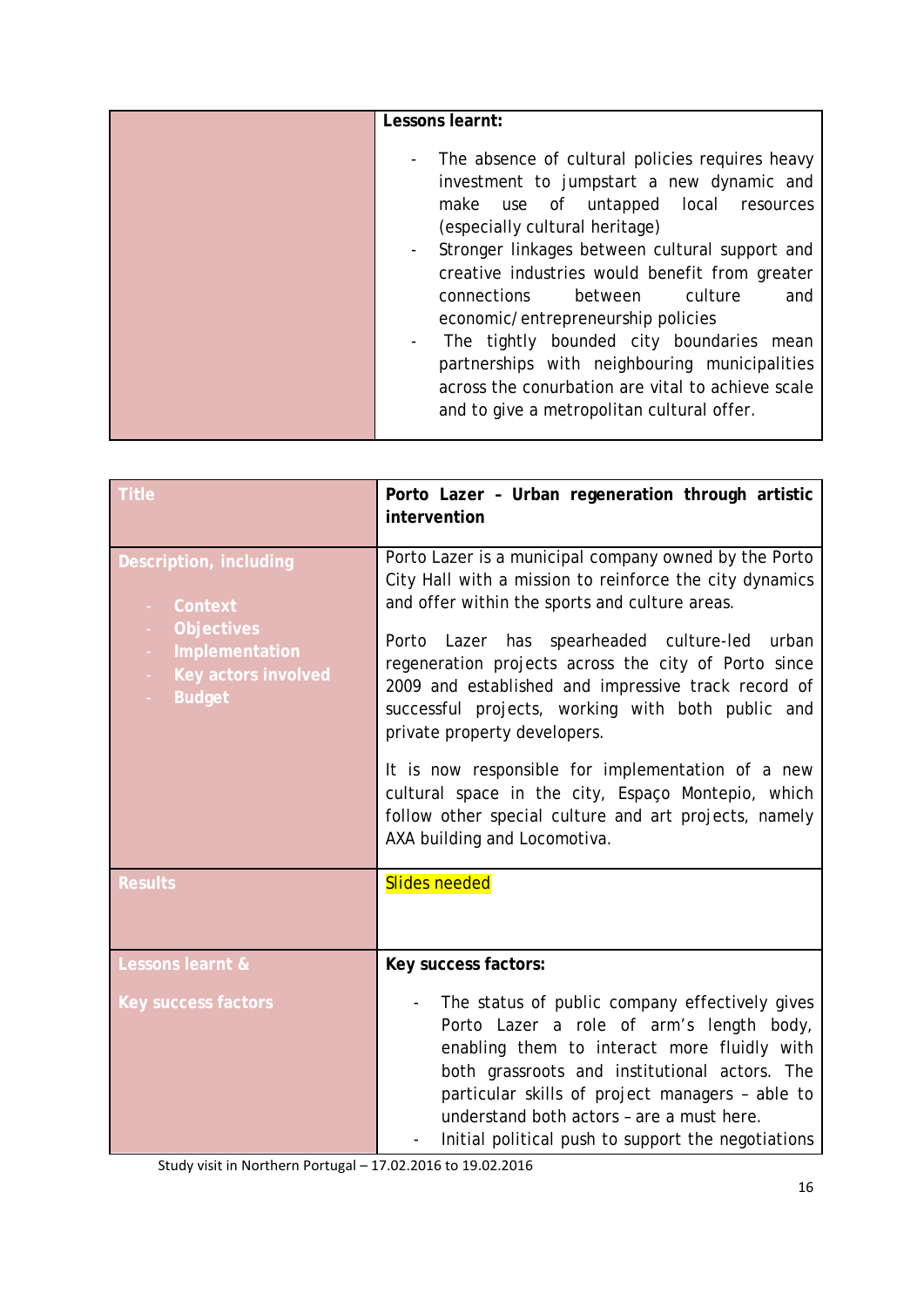| | |
|---|---|
| | **Lessons learnt:**<br><br>- The absence of cultural policies requires heavy investment to jumpstart a new dynamic and make use of untapped local resources (especially cultural heritage)<br>- Stronger linkages between cultural support and creative industries would benefit from greater connections between culture and economic/entrepreneurship policies<br>- The tightly bounded city boundaries mean partnerships with neighbouring municipalities across the conurbation are vital to achieve scale and to give a metropolitan cultural offer. |

| Title | **Porto Lazer – Urban regeneration through artistic intervention** |
|---|---|
| Description, including<br><br>- Context<br>- Objectives<br>- Implementation<br>- Key actors involved<br>- Budget | Porto Lazer is a municipal company owned by the Porto City Hall with a mission to reinforce the city dynamics and offer within the sports and culture areas.<br><br>Porto Lazer has spearheaded culture-led urban regeneration projects across the city of Porto since 2009 and established and impressive track record of successful projects, working with both public and private property developers.<br><br>It is now responsible for implementation of a new cultural space in the city, Espaço Montepio, which follow other special culture and art projects, namely AXA building and Locomotiva. |
| Results | Slides needed |
| Lessons learnt &<br><br>Key success factors | **Key success factors:**<br><br>- The status of public company effectively gives Porto Lazer a role of arm's length body, enabling them to interact more fluidly with both grassroots and institutional actors. The particular skills of project managers – able to understand both actors – are a must here.<br>- Initial political push to support the negotiations |

Study visit in Northern Portugal – 17.02.2016 to 19.02.2016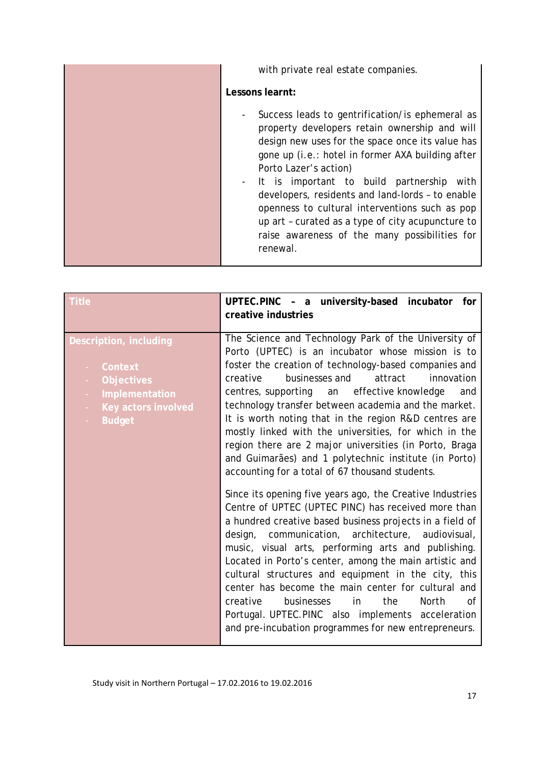| | |
|---|---|
| | with private real estate companies.<br><br>**Lessons learnt:**<br><br>- Success leads to gentrification/is ephemeral as property developers retain ownership and will design new uses for the space once its value has gone up (i.e.: hotel in former AXA building after Porto Lazer's action)<br>- It is important to build partnership with developers, residents and land-lords – to enable openness to cultural interventions such as pop up art – curated as a type of city acupuncture to raise awareness of the many possibilities for renewal. |

| Title | UPTEC.PINC – a university-based incubator for creative industries |
|---|---|
| Description, including<br>- Context<br>- Objectives<br>- Implementation<br>- Key actors involved<br>- Budget | The Science and Technology Park of the University of Porto (UPTEC) is an incubator whose mission is to foster the creation of technology-based companies and creative businesses and attract innovation centres, supporting an effective knowledge and technology transfer between academia and the market. It is worth noting that in the region R&D centres are mostly linked with the universities, for which in the region there are 2 major universities (in Porto, Braga and Guimarães) and 1 polytechnic institute (in Porto) accounting for a total of 67 thousand students.<br><br>Since its opening five years ago, the Creative Industries Centre of UPTEC (UPTEC PINC) has received more than a hundred creative based business projects in a field of design, communication, architecture, audiovisual, music, visual arts, performing arts and publishing. Located in Porto's center, among the main artistic and cultural structures and equipment in the city, this center has become the main center for cultural and creative businesses in the North of Portugal. UPTEC.PINC also implements acceleration and pre-incubation programmes for new entrepreneurs. |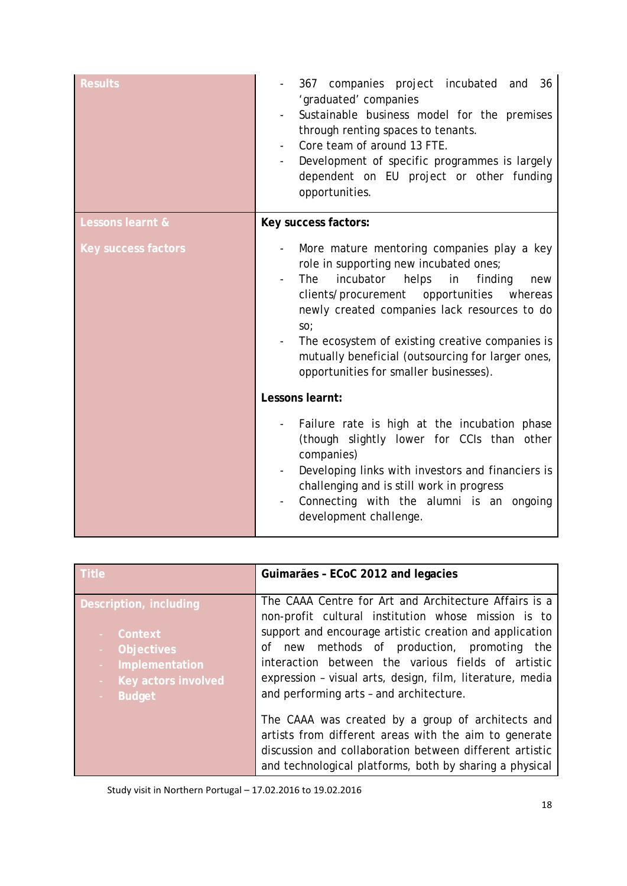| | |
|---|---|
| **Results** | - 367 companies project incubated and 36 'graduated' companies<br>- Sustainable business model for the premises through renting spaces to tenants.<br>- Core team of around 13 FTE.<br>- Development of specific programmes is largely dependent on EU project or other funding opportunities. |
| **Lessons learnt & Key success factors** | **Key success factors:**<br>- More mature mentoring companies play a key role in supporting new incubated ones;<br>- The incubator helps in finding new clients/procurement opportunities whereas newly created companies lack resources to do so;<br>- The ecosystem of existing creative companies is mutually beneficial (outsourcing for larger ones, opportunities for smaller businesses).<br><br>**Lessons learnt:**<br>- Failure rate is high at the incubation phase (though slightly lower for CCIs than other companies)<br>- Developing links with investors and financiers is challenging and is still work in progress<br>- Connecting with the alumni is an ongoing development challenge. |

| **Title** | **Guimarães – ECoC 2012 and legacies** |
|---|---|
| **Description, including**<br>- Context<br>- Objectives<br>- Implementation<br>- Key actors involved<br>- Budget | The CAAA Centre for Art and Architecture Affairs is a non-profit cultural institution whose mission is to support and encourage artistic creation and application of new methods of production, promoting the interaction between the various fields of artistic expression – visual arts, design, film, literature, media and performing arts – and architecture.<br><br>The CAAA was created by a group of architects and artists from different areas with the aim to generate discussion and collaboration between different artistic and technological platforms, both by sharing a physical |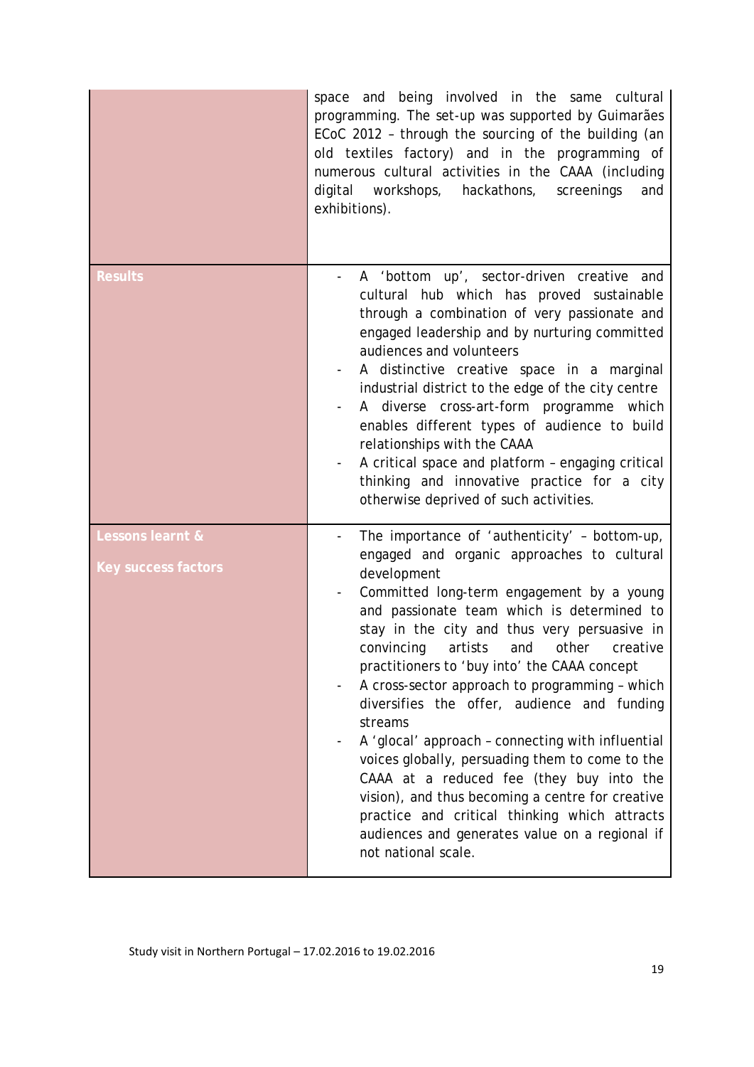| | |
|---|---|
| | space and being involved in the same cultural programming. The set-up was supported by Guimarães ECoC 2012 – through the sourcing of the building (an old textiles factory) and in the programming of numerous cultural activities in the CAAA (including digital workshops, hackathons, screenings and exhibitions). |
| **Results** | - A 'bottom up', sector-driven creative and cultural hub which has proved sustainable through a combination of very passionate and engaged leadership and by nurturing committed audiences and volunteers<br>- A distinctive creative space in a marginal industrial district to the edge of the city centre<br>- A diverse cross-art-form programme which enables different types of audience to build relationships with the CAAA<br>- A critical space and platform – engaging critical thinking and innovative practice for a city otherwise deprived of such activities. |
| **Lessons learnt & Key success factors** | - The importance of 'authenticity' – bottom-up, engaged and organic approaches to cultural development<br>- Committed long-term engagement by a young and passionate team which is determined to stay in the city and thus very persuasive in convincing artists and other creative practitioners to 'buy into' the CAAA concept<br>- A cross-sector approach to programming – which diversifies the offer, audience and funding streams<br>- A 'glocal' approach – connecting with influential voices globally, persuading them to come to the CAAA at a reduced fee (they buy into the vision), and thus becoming a centre for creative practice and critical thinking which attracts audiences and generates value on a regional if not national scale. |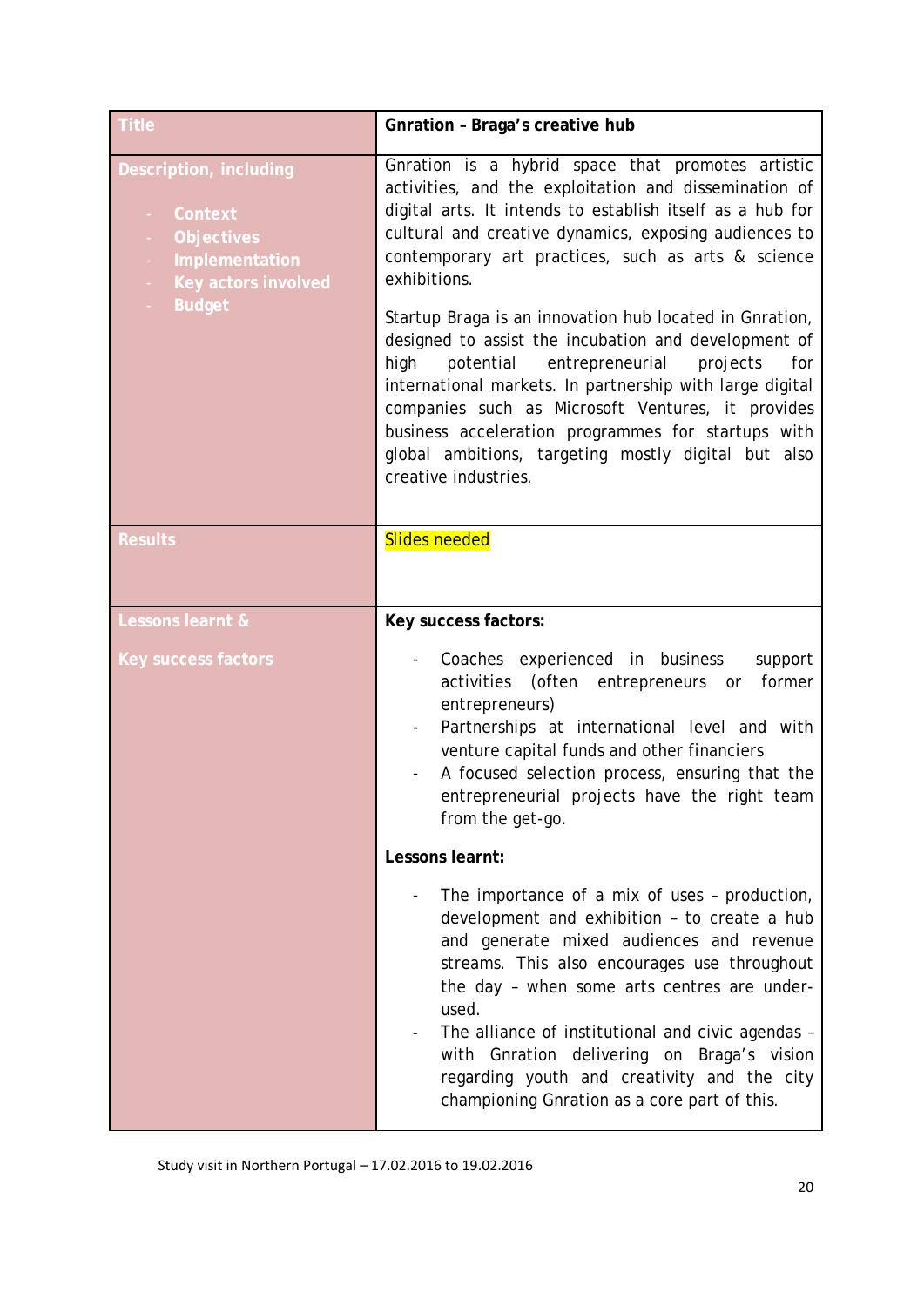| Title | Gnration – Braga's creative hub |
|---|---|
| Description, including<br><br>- Context<br>- Objectives<br>- Implementation<br>- Key actors involved<br>- Budget | Gnration is a hybrid space that promotes artistic activities, and the exploitation and dissemination of digital arts. It intends to establish itself as a hub for cultural and creative dynamics, exposing audiences to contemporary art practices, such as arts & science exhibitions.<br><br>Startup Braga is an innovation hub located in Gnration, designed to assist the incubation and development of high potential entrepreneurial projects for international markets. In partnership with large digital companies such as Microsoft Ventures, it provides business acceleration programmes for startups with global ambitions, targeting mostly digital but also creative industries. |
| Results | Slides needed |
| Lessons learnt &<br><br>Key success factors | **Key success factors:**<br><br>- Coaches experienced in business support activities (often entrepreneurs or former entrepreneurs)<br>- Partnerships at international level and with venture capital funds and other financiers<br>- A focused selection process, ensuring that the entrepreneurial projects have the right team from the get-go.<br><br>**Lessons learnt:**<br><br>- The importance of a mix of uses – production, development and exhibition – to create a hub and generate mixed audiences and revenue streams. This also encourages use throughout the day – when some arts centres are under-used.<br>- The alliance of institutional and civic agendas – with Gnration delivering on Braga's vision regarding youth and creativity and the city championing Gnration as a core part of this. |

Study visit in Northern Portugal – 17.02.2016 to 19.02.2016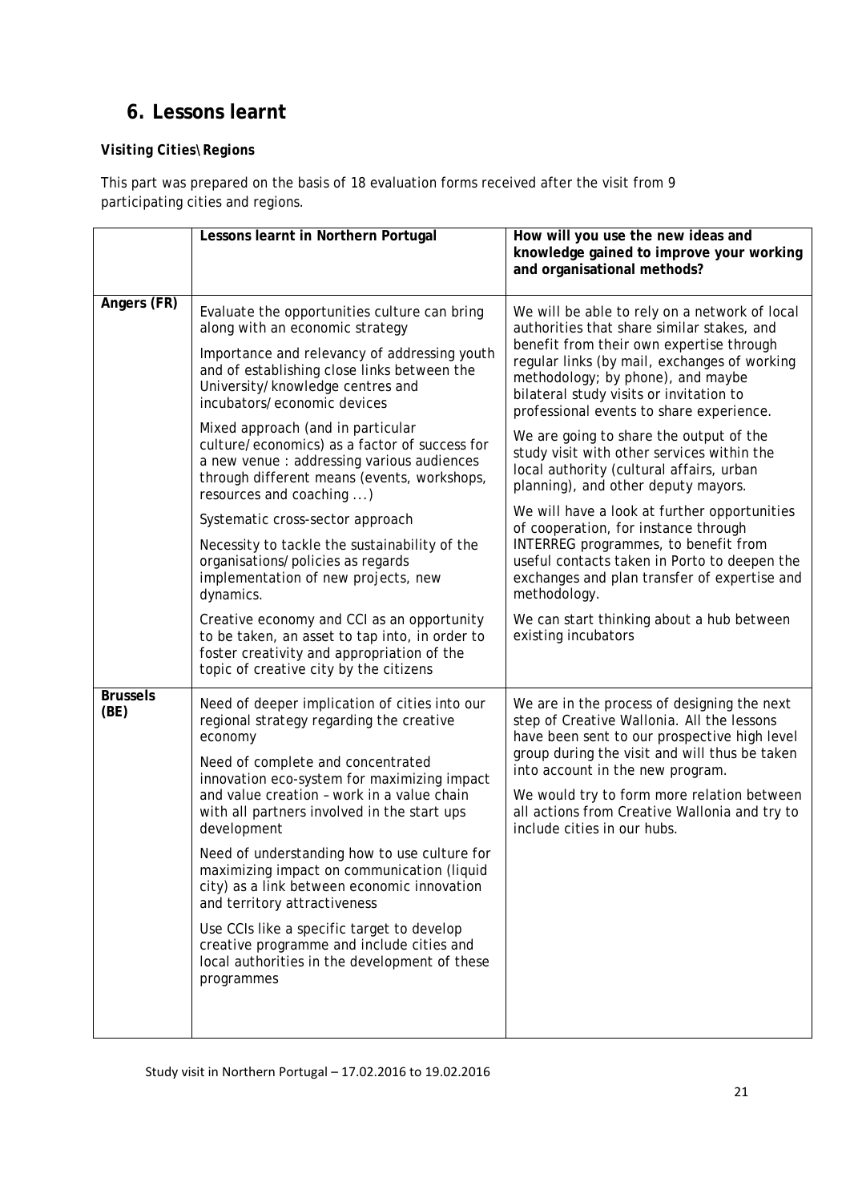# 6. Lessons learnt

***Visiting Cities\Regions***

This part was prepared on the basis of 18 evaluation forms received after the visit from 9 participating cities and regions.

| | **Lessons learnt in Northern Portugal** | **How will you use the new ideas and knowledge gained to improve your working and organisational methods?** |
|---|---|---|
| **Angers (FR)** | Evaluate the opportunities culture can bring along with an economic strategy<br><br>Importance and relevancy of addressing youth and of establishing close links between the University/knowledge centres and incubators/economic devices<br><br>Mixed approach (and in particular culture/economics) as a factor of success for a new venue : addressing various audiences through different means (events, workshops, resources and coaching ...)<br><br>Systematic cross-sector approach<br><br>Necessity to tackle the sustainability of the organisations/policies as regards implementation of new projects, new dynamics.<br><br>Creative economy and CCI as an opportunity to be taken, an asset to tap into, in order to foster creativity and appropriation of the topic of creative city by the citizens | We will be able to rely on a network of local authorities that share similar stakes, and benefit from their own expertise through regular links (by mail, exchanges of working methodology; by phone), and maybe bilateral study visits or invitation to professional events to share experience.<br><br>We are going to share the output of the study visit with other services within the local authority (cultural affairs, urban planning), and other deputy mayors.<br><br>We will have a look at further opportunities of cooperation, for instance through INTERREG programmes, to benefit from useful contacts taken in Porto to deepen the exchanges and plan transfer of expertise and methodology.<br><br>We can start thinking about a hub between existing incubators |
| **Brussels (BE)** | Need of deeper implication of cities into our regional strategy regarding the creative economy<br><br>Need of complete and concentrated innovation eco-system for maximizing impact and value creation – work in a value chain with all partners involved in the start ups development<br><br>Need of understanding how to use culture for maximizing impact on communication (liquid city) as a link between economic innovation and territory attractiveness<br><br>Use CCIs like a specific target to develop creative programme and include cities and local authorities in the development of these programmes | We are in the process of designing the next step of Creative Wallonia. All the lessons have been sent to our prospective high level group during the visit and will thus be taken into account in the new program.<br><br>We would try to form more relation between all actions from Creative Wallonia and try to include cities in our hubs. |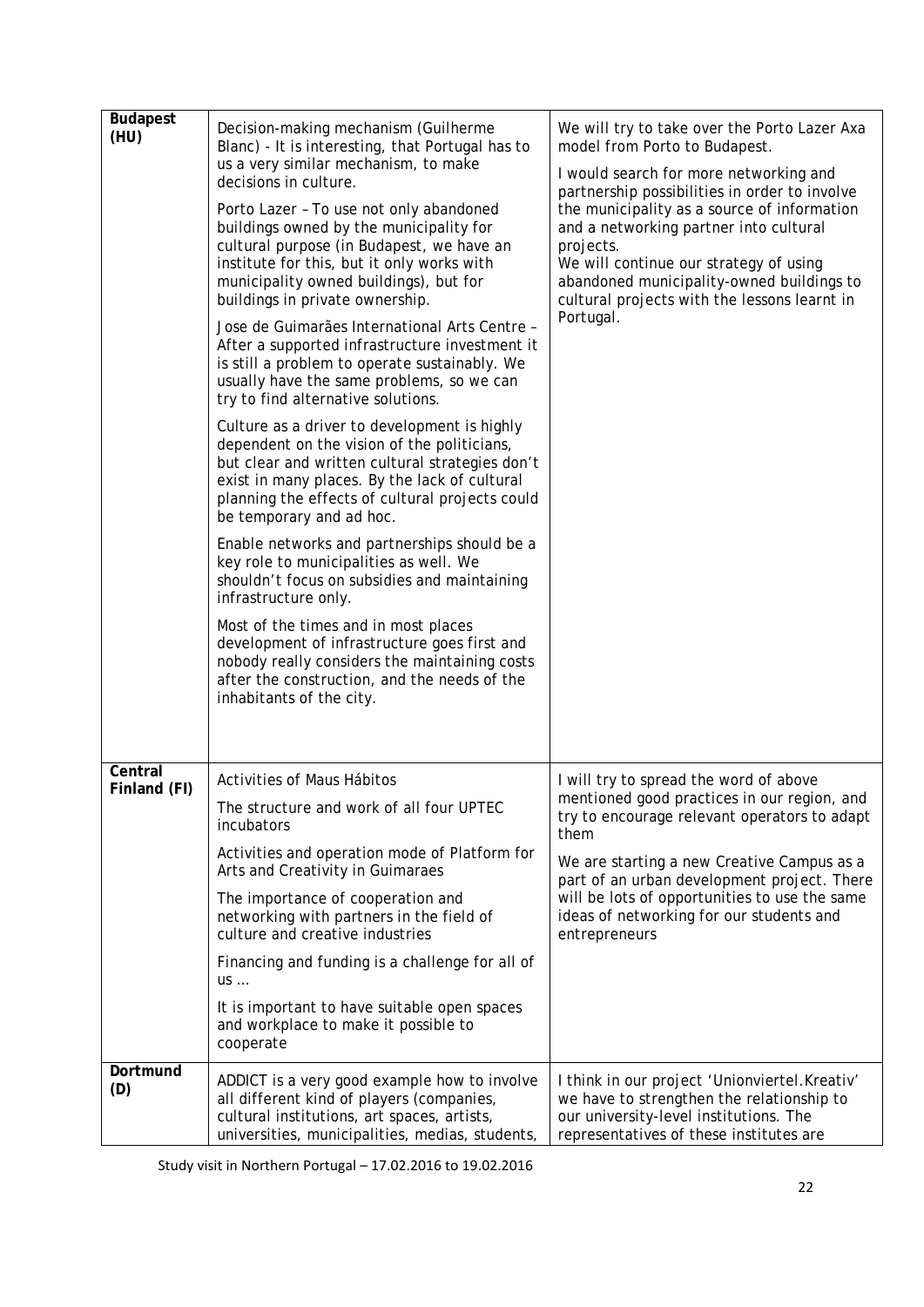| | | |
|---|---|---|
| **Budapest (HU)** | Decision-making mechanism (Guilherme Blanc) - It is interesting, that Portugal has to us a very similar mechanism, to make decisions in culture.<br><br>Porto Lazer – To use not only abandoned buildings owned by the municipality for cultural purpose (in Budapest, we have an institute for this, but it only works with municipality owned buildings), but for buildings in private ownership.<br><br>Jose de Guimarães International Arts Centre – After a supported infrastructure investment it is still a problem to operate sustainably. We usually have the same problems, so we can try to find alternative solutions.<br><br>Culture as a driver to development is highly dependent on the vision of the politicians, but clear and written cultural strategies don't exist in many places. By the lack of cultural planning the effects of cultural projects could be temporary and ad hoc.<br><br>Enable networks and partnerships should be a key role to municipalities as well. We shouldn't focus on subsidies and maintaining infrastructure only.<br><br>Most of the times and in most places development of infrastructure goes first and nobody really considers the maintaining costs after the construction, and the needs of the inhabitants of the city. | We will try to take over the Porto Lazer Axa model from Porto to Budapest.<br><br>I would search for more networking and partnership possibilities in order to involve the municipality as a source of information and a networking partner into cultural projects.<br>We will continue our strategy of using abandoned municipality-owned buildings to cultural projects with the lessons learnt in Portugal. |
| **Central Finland (FI)** | Activities of Maus Hábitos<br><br>The structure and work of all four UPTEC incubators<br><br>Activities and operation mode of Platform for Arts and Creativity in Guimaraes<br><br>The importance of cooperation and networking with partners in the field of culture and creative industries<br><br>Financing and funding is a challenge for all of us …<br><br>It is important to have suitable open spaces and workplace to make it possible to cooperate | I will try to spread the word of above mentioned good practices in our region, and try to encourage relevant operators to adapt them<br><br>We are starting a new Creative Campus as a part of an urban development project. There will be lots of opportunities to use the same ideas of networking for our students and entrepreneurs |
| **Dortmund (D)** | ADDICT is a very good example how to involve all different kind of players (companies, cultural institutions, art spaces, artists, universities, municipalities, medias, students, | I think in our project 'Unionviertel.Kreativ' we have to strengthen the relationship to our university-level institutions. The representatives of these institutes are |

Study visit in Northern Portugal – 17.02.2016 to 19.02.2016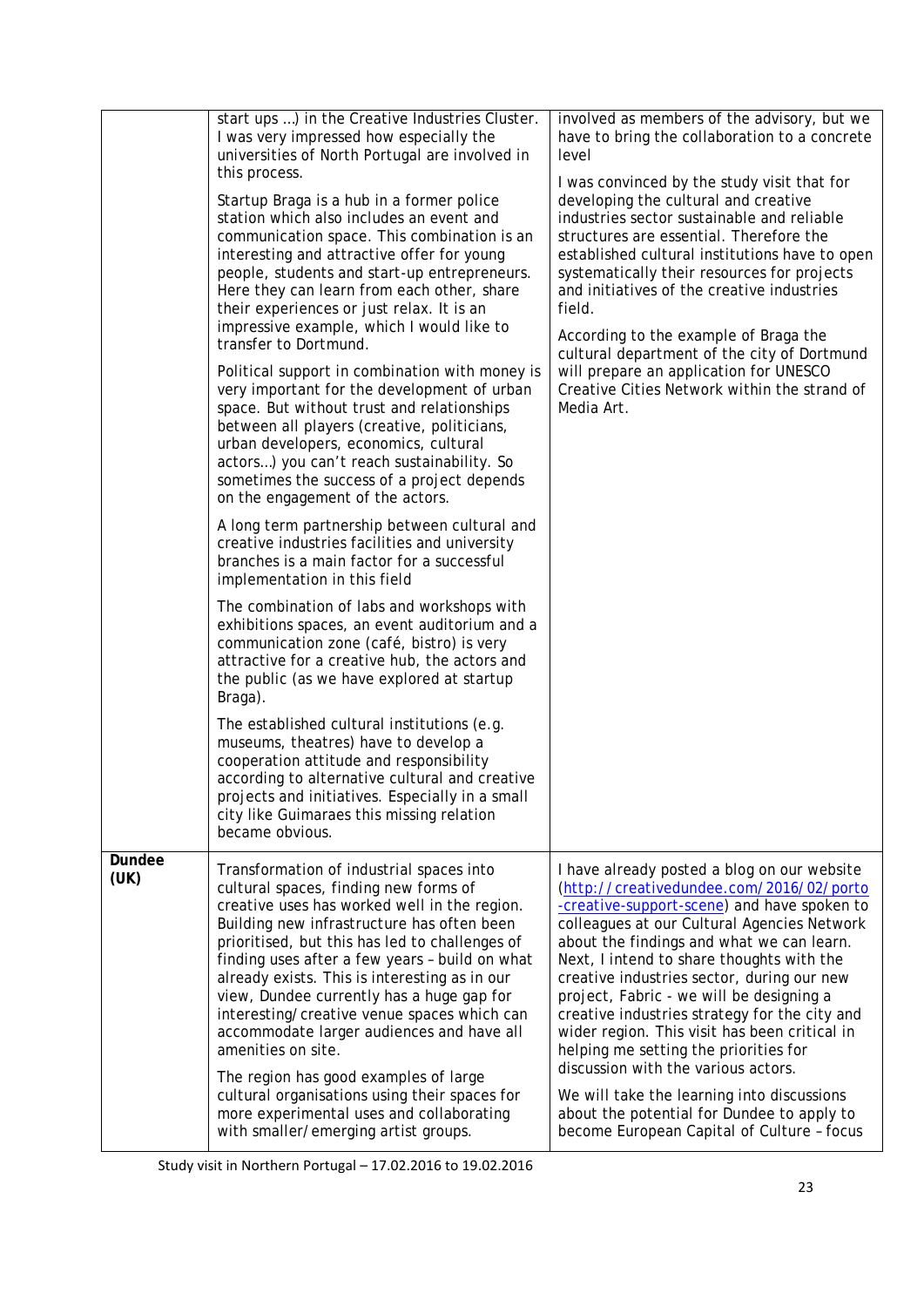| | | |
|---|---|---|
| | start ups …) in the Creative Industries Cluster. I was very impressed how especially the universities of North Portugal are involved in this process.<br><br>Startup Braga is a hub in a former police station which also includes an event and communication space. This combination is an interesting and attractive offer for young people, students and start-up entrepreneurs. Here they can learn from each other, share their experiences or just relax. It is an impressive example, which I would like to transfer to Dortmund.<br><br>Political support in combination with money is very important for the development of urban space. But without trust and relationships between all players (creative, politicians, urban developers, economics, cultural actors…) you can't reach sustainability. So sometimes the success of a project depends on the engagement of the actors.<br><br>A long term partnership between cultural and creative industries facilities and university branches is a main factor for a successful implementation in this field<br><br>The combination of labs and workshops with exhibitions spaces, an event auditorium and a communication zone (café, bistro) is very attractive for a creative hub, the actors and the public (as we have explored at startup Braga).<br><br>The established cultural institutions (e.g. museums, theatres) have to develop a cooperation attitude and responsibility according to alternative cultural and creative projects and initiatives. Especially in a small city like Guimaraes this missing relation became obvious. | involved as members of the advisory, but we have to bring the collaboration to a concrete level<br><br>I was convinced by the study visit that for developing the cultural and creative industries sector sustainable and reliable structures are essential. Therefore the established cultural institutions have to open systematically their resources for projects and initiatives of the creative industries field.<br><br>According to the example of Braga the cultural department of the city of Dortmund will prepare an application for UNESCO Creative Cities Network within the strand of Media Art. |
| **Dundee (UK)** | Transformation of industrial spaces into cultural spaces, finding new forms of creative uses has worked well in the region. Building new infrastructure has often been prioritised, but this has led to challenges of finding uses after a few years – build on what already exists. This is interesting as in our view, Dundee currently has a huge gap for interesting/creative venue spaces which can accommodate larger audiences and have all amenities on site.<br><br>The region has good examples of large cultural organisations using their spaces for more experimental uses and collaborating with smaller/emerging artist groups. | I have already posted a blog on our website (http://creativedundee.com/2016/02/porto-creative-support-scene) and have spoken to colleagues at our Cultural Agencies Network about the findings and what we can learn. Next, I intend to share thoughts with the creative industries sector, during our new project, Fabric - we will be designing a creative industries strategy for the city and wider region. This visit has been critical in helping me setting the priorities for discussion with the various actors.<br><br>We will take the learning into discussions about the potential for Dundee to apply to become European Capital of Culture – focus |

Study visit in Northern Portugal – 17.02.2016 to 19.02.2016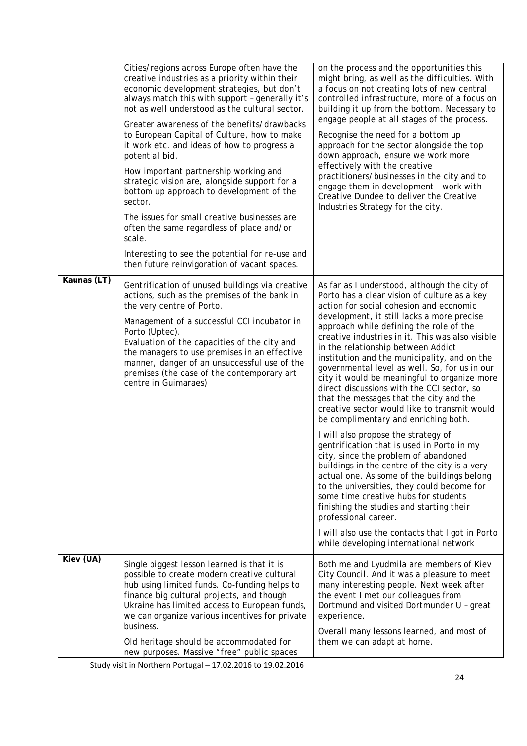| | | |
|---|---|---|
| | Cities/regions across Europe often have the creative industries as a priority within their economic development strategies, but don't always match this with support – generally it's not as well understood as the cultural sector.<br><br>Greater awareness of the benefits/drawbacks to European Capital of Culture, how to make it work etc. and ideas of how to progress a potential bid.<br><br>How important partnership working and strategic vision are, alongside support for a bottom up approach to development of the sector.<br><br>The issues for small creative businesses are often the same regardless of place and/or scale.<br><br>Interesting to see the potential for re-use and then future reinvigoration of vacant spaces. | on the process and the opportunities this might bring, as well as the difficulties. With a focus on not creating lots of new central controlled infrastructure, more of a focus on building it up from the bottom. Necessary to engage people at all stages of the process.<br><br>Recognise the need for a bottom up approach for the sector alongside the top down approach, ensure we work more effectively with the creative practitioners/businesses in the city and to engage them in development – work with Creative Dundee to deliver the Creative Industries Strategy for the city. |
| **Kaunas (LT)** | Gentrification of unused buildings via creative actions, such as the premises of the bank in the very centre of Porto.<br><br>Management of a successful CCI incubator in Porto (Uptec).<br>Evaluation of the capacities of the city and the managers to use premises in an effective manner, danger of an unsuccessful use of the premises (the case of the contemporary art centre in Guimaraes) | As far as I understood, although the city of Porto has a clear vision of culture as a key action for social cohesion and economic development, it still lacks a more precise approach while defining the role of the creative industries in it. This was also visible in the relationship between Addict institution and the municipality, and on the governmental level as well. So, for us in our city it would be meaningful to organize more direct discussions with the CCI sector, so that the messages that the city and the creative sector would like to transmit would be complimentary and enriching both.<br><br>I will also propose the strategy of gentrification that is used in Porto in my city, since the problem of abandoned buildings in the centre of the city is a very actual one. As some of the buildings belong to the universities, they could become for some time creative hubs for students finishing the studies and starting their professional career.<br><br>I will also use the contacts that I got in Porto while developing international network |
| **Kiev (UA)** | Single biggest lesson learned is that it is possible to create modern creative cultural hub using limited funds. Co-funding helps to finance big cultural projects, and though Ukraine has limited access to European funds, we can organize various incentives for private business.<br><br>Old heritage should be accommodated for new purposes. Massive "free" public spaces | Both me and Lyudmila are members of Kiev City Council. And it was a pleasure to meet many interesting people. Next week after the event I met our colleagues from Dortmund and visited Dortmunder U – great experience.<br><br>Overall many lessons learned, and most of them we can adapt at home. |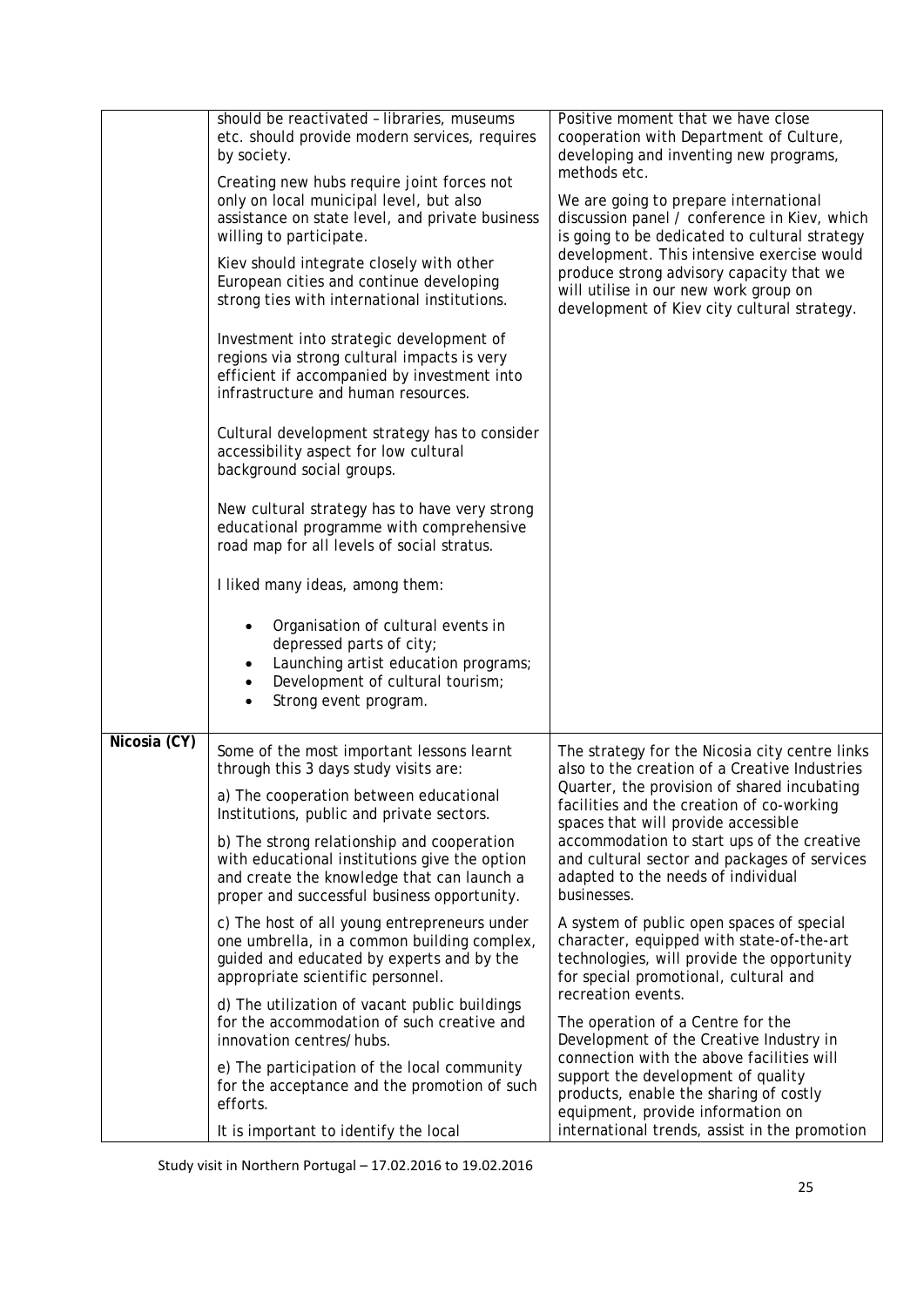| | | |
|---|---|---|
| | should be reactivated – libraries, museums etc. should provide modern services, requires by society.<br><br>Creating new hubs require joint forces not only on local municipal level, but also assistance on state level, and private business willing to participate.<br><br>Kiev should integrate closely with other European cities and continue developing strong ties with international institutions.<br><br>Investment into strategic development of regions via strong cultural impacts is very efficient if accompanied by investment into infrastructure and human resources.<br><br>Cultural development strategy has to consider accessibility aspect for low cultural background social groups.<br><br>New cultural strategy has to have very strong educational programme with comprehensive road map for all levels of social stratus.<br><br>I liked many ideas, among them:<br><br>• Organisation of cultural events in depressed parts of city;<br>• Launching artist education programs;<br>• Development of cultural tourism;<br>• Strong event program. | Positive moment that we have close cooperation with Department of Culture, developing and inventing new programs, methods etc.<br><br>We are going to prepare international discussion panel / conference in Kiev, which is going to be dedicated to cultural strategy development. This intensive exercise would produce strong advisory capacity that we will utilise in our new work group on development of Kiev city cultural strategy. |
| **Nicosia (CY)** | Some of the most important lessons learnt through this 3 days study visits are:<br><br>a) The cooperation between educational Institutions, public and private sectors.<br><br>b) The strong relationship and cooperation with educational institutions give the option and create the knowledge that can launch a proper and successful business opportunity.<br><br>c) The host of all young entrepreneurs under one umbrella, in a common building complex, guided and educated by experts and by the appropriate scientific personnel.<br><br>d) The utilization of vacant public buildings for the accommodation of such creative and innovation centres/hubs.<br><br>e) The participation of the local community for the acceptance and the promotion of such efforts.<br><br>It is important to identify the local | The strategy for the Nicosia city centre links also to the creation of a Creative Industries Quarter, the provision of shared incubating facilities and the creation of co-working spaces that will provide accessible accommodation to start ups of the creative and cultural sector and packages of services adapted to the needs of individual businesses.<br><br>A system of public open spaces of special character, equipped with state-of-the-art technologies, will provide the opportunity for special promotional, cultural and recreation events.<br><br>The operation of a Centre for the Development of the Creative Industry in connection with the above facilities will support the development of quality products, enable the sharing of costly equipment, provide information on international trends, assist in the promotion |

Study visit in Northern Portugal – 17.02.2016 to 19.02.2016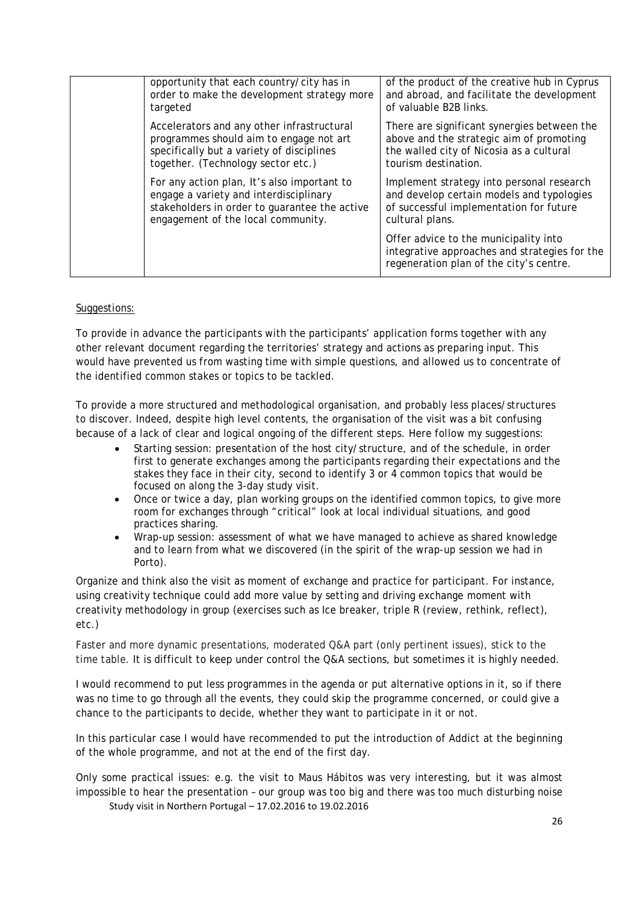| | | |
|---|---|---|
| | opportunity that each country/city has in order to make the development strategy more targeted | of the product of the creative hub in Cyprus and abroad, and facilitate the development of valuable B2B links. |
| | Accelerators and any other infrastructural programmes should aim to engage not art specifically but a variety of disciplines together. (Technology sector etc.) | There are significant synergies between the above and the strategic aim of promoting the walled city of Nicosia as a cultural tourism destination. |
| | For any action plan, It's also important to engage a variety and interdisciplinary stakeholders in order to guarantee the active engagement of the local community. | Implement strategy into personal research and develop certain models and typologies of successful implementation for future cultural plans.<br><br>Offer advice to the municipality into integrative approaches and strategies for the regeneration plan of the city's centre. |

Suggestions:

To provide in advance the participants with the participants' application forms together with any other relevant document regarding the territories' strategy and actions as preparing input. This would have prevented us from wasting time with simple questions, and allowed us to concentrate of the identified common stakes or topics to be tackled.

To provide a more structured and methodological organisation, and probably less places/structures to discover. Indeed, despite high level contents, the organisation of the visit was a bit confusing because of a lack of clear and logical ongoing of the different steps. Here follow my suggestions:

- Starting session: presentation of the host city/structure, and of the schedule, in order first to generate exchanges among the participants regarding their expectations and the stakes they face in their city, second to identify 3 or 4 common topics that would be focused on along the 3-day study visit.
- Once or twice a day, plan working groups on the identified common topics, to give more room for exchanges through "critical" look at local individual situations, and good practices sharing.
- Wrap-up session: assessment of what we have managed to achieve as shared knowledge and to learn from what we discovered (in the spirit of the wrap-up session we had in Porto).

Organize and think also the visit as moment of exchange and practice for participant. For instance, using creativity technique could add more value by setting and driving exchange moment with creativity methodology in group (exercises such as Ice breaker, triple R (review, rethink, reflect), etc.)

Faster and more dynamic presentations, moderated Q&A part (only pertinent issues), stick to the time table. It is difficult to keep under control the Q&A sections, but sometimes it is highly needed.

I would recommend to put less programmes in the agenda or put alternative options in it, so if there was no time to go through all the events, they could skip the programme concerned, or could give a chance to the participants to decide, whether they want to participate in it or not.

In this particular case I would have recommended to put the introduction of Addict at the beginning of the whole programme, and not at the end of the first day.

Only some practical issues: e.g. the visit to Maus Hábitos was very interesting, but it was almost impossible to hear the presentation – our group was too big and there was too much disturbing noise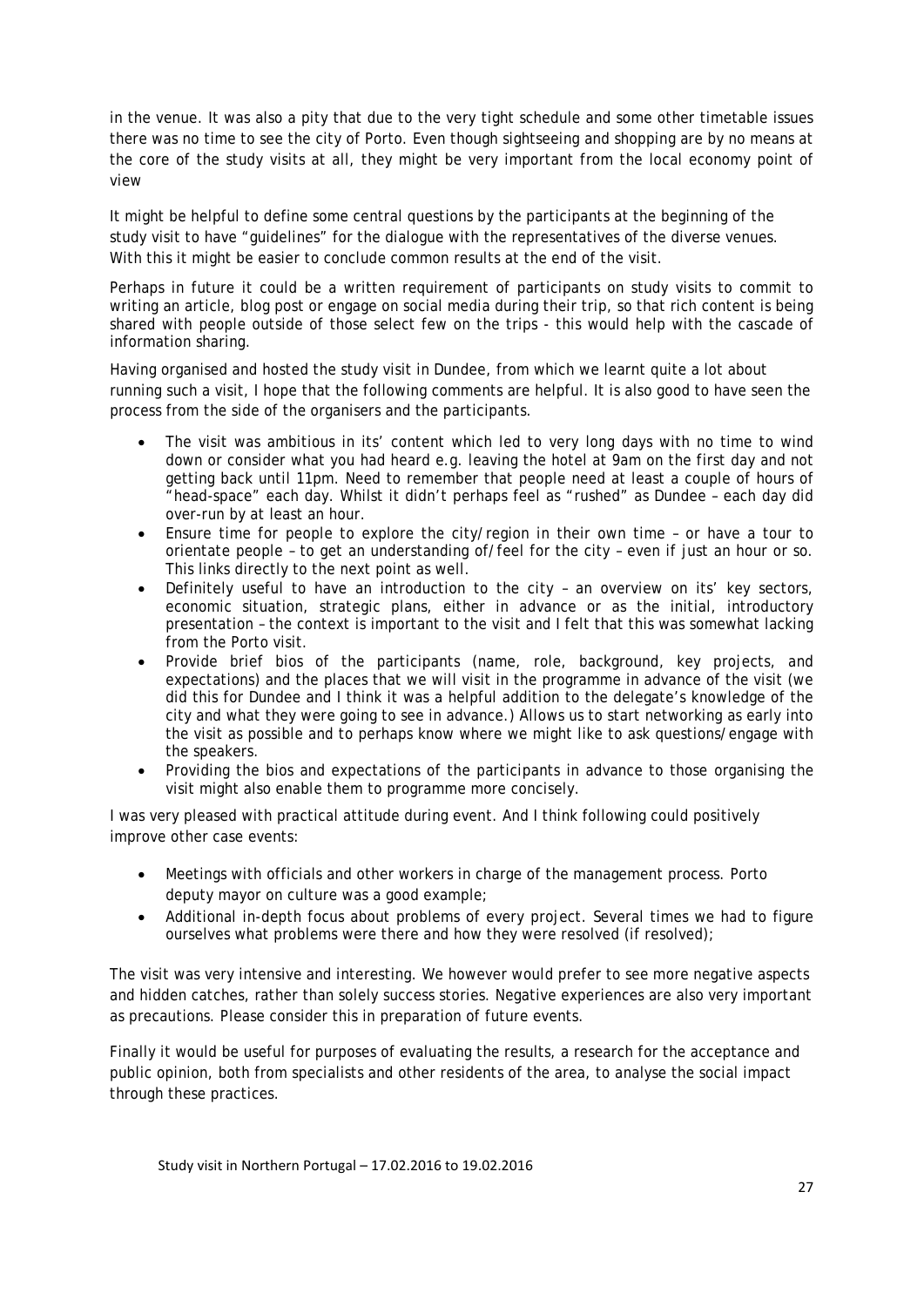in the venue. It was also a pity that due to the very tight schedule and some other timetable issues there was no time to see the city of Porto. Even though sightseeing and shopping are by no means at the core of the study visits at all, they might be very important from the local economy point of view

It might be helpful to define some central questions by the participants at the beginning of the study visit to have "guidelines" for the dialogue with the representatives of the diverse venues. With this it might be easier to conclude common results at the end of the visit.

Perhaps in future it could be a written requirement of participants on study visits to commit to writing an article, blog post or engage on social media during their trip, so that rich content is being shared with people outside of those select few on the trips - this would help with the cascade of information sharing.

Having organised and hosted the study visit in Dundee, from which we learnt quite a lot about running such a visit, I hope that the following comments are helpful. It is also good to have seen the process from the side of the organisers and the participants.

- The visit was ambitious in its' content which led to very long days with no time to wind down or consider what you had heard e.g. leaving the hotel at 9am on the first day and not getting back until 11pm. Need to remember that people need at least a couple of hours of "head-space" each day. Whilst it didn't perhaps feel as "rushed" as Dundee – each day did over-run by at least an hour.
- Ensure time for people to explore the city/region in their own time – or have a tour to orientate people – to get an understanding of/feel for the city – even if just an hour or so. This links directly to the next point as well.
- Definitely useful to have an introduction to the city – an overview on its' key sectors, economic situation, strategic plans, either in advance or as the initial, introductory presentation – the context is important to the visit and I felt that this was somewhat lacking from the Porto visit.
- Provide brief bios of the participants (name, role, background, key projects, and expectations) and the places that we will visit in the programme in advance of the visit (we did this for Dundee and I think it was a helpful addition to the delegate's knowledge of the city and what they were going to see in advance.) Allows us to start networking as early into the visit as possible and to perhaps know where we might like to ask questions/engage with the speakers.
- Providing the bios and expectations of the participants in advance to those organising the visit might also enable them to programme more concisely.

I was very pleased with practical attitude during event. And I think following could positively improve other case events:

- Meetings with officials and other workers in charge of the management process. Porto deputy mayor on culture was a good example;
- Additional in-depth focus about problems of every project. Several times we had to figure ourselves what problems were there and how they were resolved (if resolved);

The visit was very intensive and interesting. We however would prefer to see more negative aspects and hidden catches, rather than solely success stories. Negative experiences are also very important as precautions. Please consider this in preparation of future events.

Finally it would be useful for purposes of evaluating the results, a research for the acceptance and public opinion, both from specialists and other residents of the area, to analyse the social impact through these practices.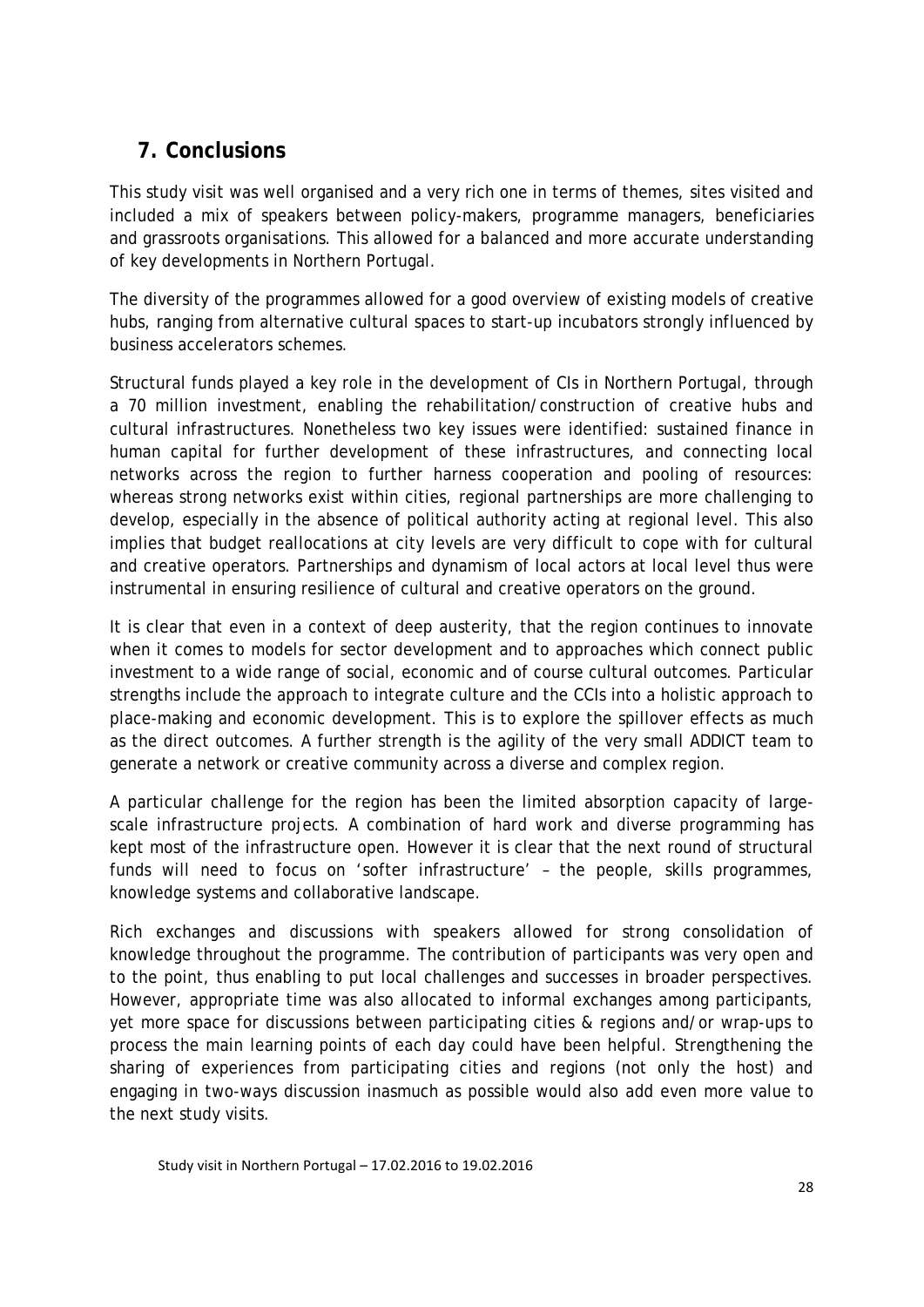## 7. Conclusions

This study visit was well organised and a very rich one in terms of themes, sites visited and included a mix of speakers between policy-makers, programme managers, beneficiaries and grassroots organisations. This allowed for a balanced and more accurate understanding of key developments in Northern Portugal.

The diversity of the programmes allowed for a good overview of existing models of creative hubs, ranging from alternative cultural spaces to start-up incubators strongly influenced by business accelerators schemes.

Structural funds played a key role in the development of CIs in Northern Portugal, through a 70 million investment, enabling the rehabilitation/construction of creative hubs and cultural infrastructures. Nonetheless two key issues were identified: sustained finance in human capital for further development of these infrastructures, and connecting local networks across the region to further harness cooperation and pooling of resources: whereas strong networks exist within cities, regional partnerships are more challenging to develop, especially in the absence of political authority acting at regional level. This also implies that budget reallocations at city levels are very difficult to cope with for cultural and creative operators. Partnerships and dynamism of local actors at local level thus were instrumental in ensuring resilience of cultural and creative operators on the ground.

It is clear that even in a context of deep austerity, that the region continues to innovate when it comes to models for sector development and to approaches which connect public investment to a wide range of social, economic and of course cultural outcomes. Particular strengths include the approach to integrate culture and the CCIs into a holistic approach to place-making and economic development. This is to explore the spillover effects as much as the direct outcomes. A further strength is the agility of the very small ADDICT team to generate a network or creative community across a diverse and complex region.

A particular challenge for the region has been the limited absorption capacity of large-scale infrastructure projects. A combination of hard work and diverse programming has kept most of the infrastructure open. However it is clear that the next round of structural funds will need to focus on 'softer infrastructure' – the people, skills programmes, knowledge systems and collaborative landscape.

Rich exchanges and discussions with speakers allowed for strong consolidation of knowledge throughout the programme. The contribution of participants was very open and to the point, thus enabling to put local challenges and successes in broader perspectives. However, appropriate time was also allocated to informal exchanges among participants, yet more space for discussions between participating cities & regions and/or wrap-ups to process the main learning points of each day could have been helpful. Strengthening the sharing of experiences from participating cities and regions (not only the host) and engaging in two-ways discussion inasmuch as possible would also add even more value to the next study visits.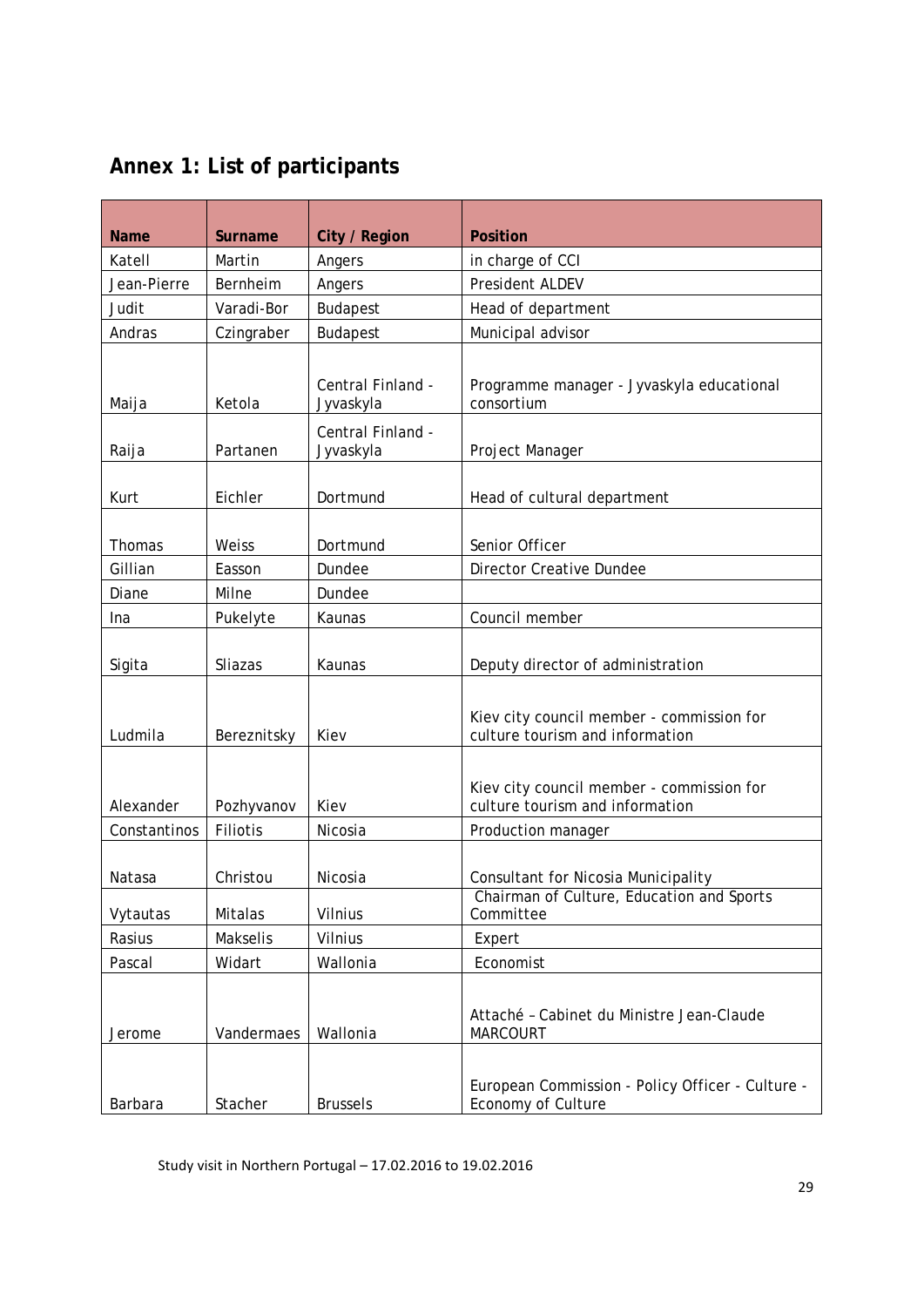## Annex 1: List of participants

| Name | Surname | City / Region | Position |
|---|---|---|---|
| Katell | Martin | Angers | in charge of CCI |
| Jean-Pierre | Bernheim | Angers | President ALDEV |
| Judit | Varadi-Bor | Budapest | Head of department |
| Andras | Czingraber | Budapest | Municipal advisor |
| Maija | Ketola | Central Finland - Jyvaskyla | Programme manager - Jyvaskyla educational consortium |
| Raija | Partanen | Central Finland - Jyvaskyla | Project Manager |
| Kurt | Eichler | Dortmund | Head of cultural department |
| Thomas | Weiss | Dortmund | Senior Officer |
| Gillian | Easson | Dundee | Director Creative Dundee |
| Diane | Milne | Dundee | |
| Ina | Pukelyte | Kaunas | Council member |
| Sigita | Sliazas | Kaunas | Deputy director of administration |
| Ludmila | Bereznitsky | Kiev | Kiev city council member - commission for culture tourism and information |
| Alexander | Pozhyvanov | Kiev | Kiev city council member - commission for culture tourism and information |
| Constantinos | Filiotis | Nicosia | Production manager |
| Natasa | Christou | Nicosia | Consultant for Nicosia Municipality |
| Vytautas | Mitalas | Vilnius | Chairman of Culture, Education and Sports Committee |
| Rasius | Makselis | Vilnius | Expert |
| Pascal | Widart | Wallonia | Economist |
| Jerome | Vandermaes | Wallonia | Attaché – Cabinet du Ministre Jean-Claude MARCOURT |
| Barbara | Stacher | Brussels | European Commission - Policy Officer - Culture - Economy of Culture |

Study visit in Northern Portugal – 17.02.2016 to 19.02.2016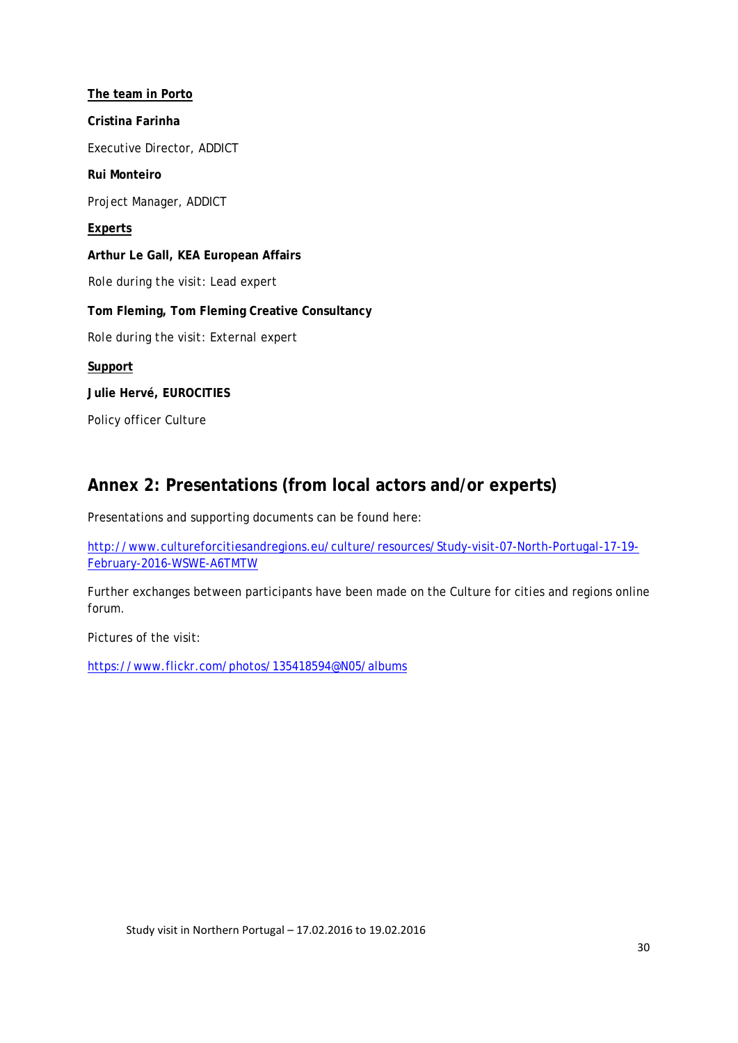**<u>The team in Porto</u>**

**Cristina Farinha**

Executive Director, ADDICT

**Rui Monteiro**

Project Manager, ADDICT

**<u>Experts</u>**

**Arthur Le Gall, KEA European Affairs**

Role during the visit: Lead expert

**Tom Fleming, Tom Fleming Creative Consultancy**

Role during the visit: External expert

**<u>Support</u>**

**Julie Hervé, EUROCITIES**

Policy officer Culture

## Annex 2: Presentations (from local actors and/or experts)

Presentations and supporting documents can be found here:

http://www.cultureforcitiesandregions.eu/culture/resources/Study-visit-07-North-Portugal-17-19-February-2016-WSWE-A6TMTW

Further exchanges between participants have been made on the Culture for cities and regions online forum.

Pictures of the visit:

https://www.flickr.com/photos/135418594@N05/albums